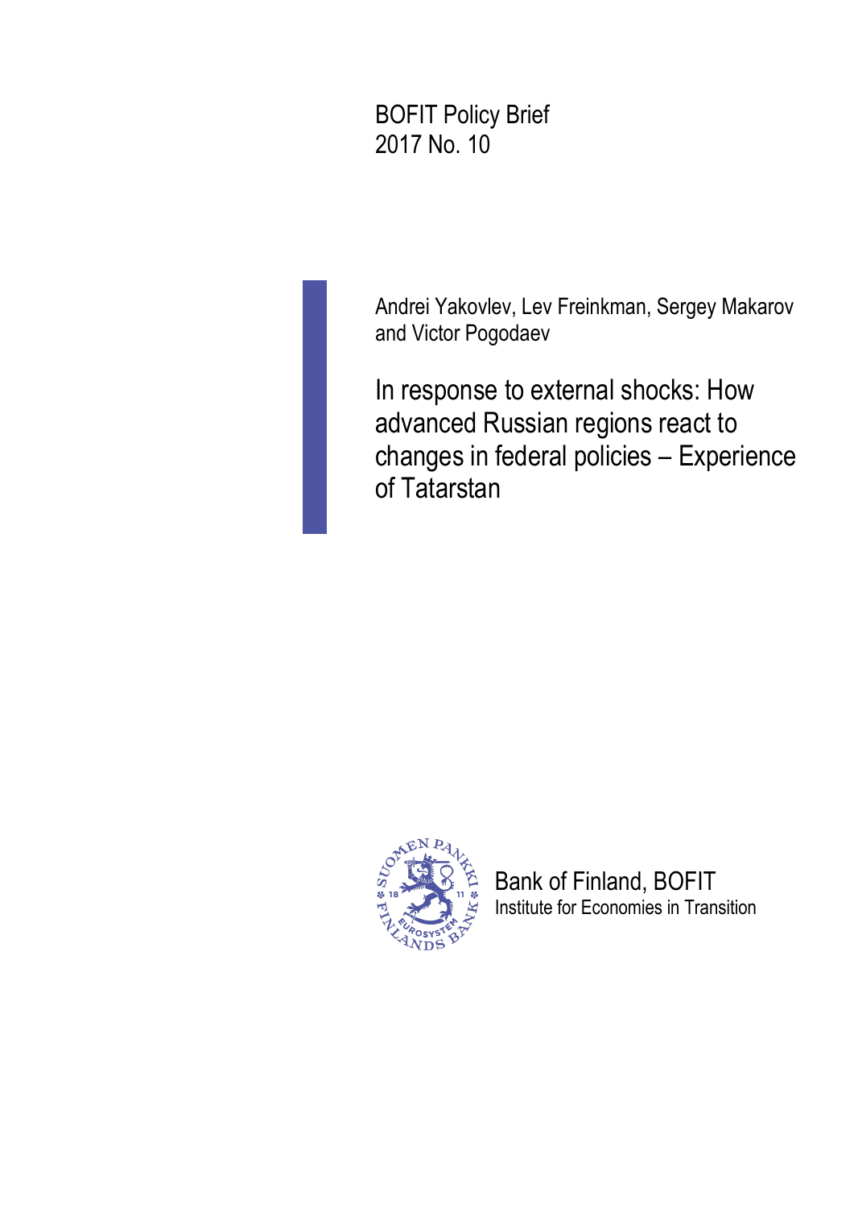BOFIT Policy Brief
2017 No. 10

Andrei Yakovlev, Lev Freinkman, Sergey Makarov and Victor Pogodaev

# In response to external shocks: How advanced Russian regions react to changes in federal policies – Experience of Tatarstan

Bank of Finland, BOFIT
Institute for Economies in Transition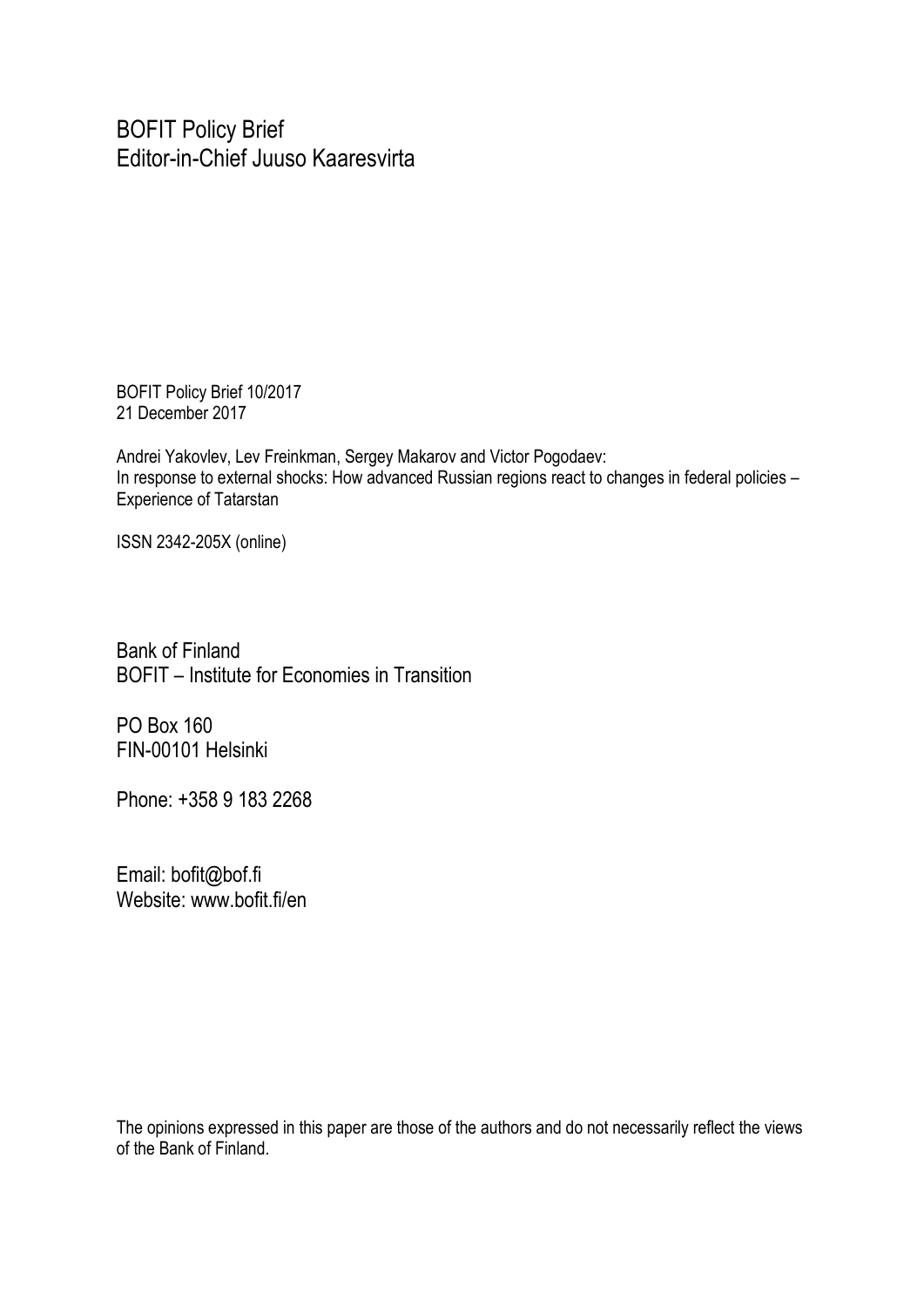BOFIT Policy Brief
Editor-in-Chief Juuso Kaaresvirta

BOFIT Policy Brief 10/2017
21 December 2017

Andrei Yakovlev, Lev Freinkman, Sergey Makarov and Victor Pogodaev:
In response to external shocks: How advanced Russian regions react to changes in federal policies – Experience of Tatarstan

ISSN 2342-205X (online)

Bank of Finland
BOFIT – Institute for Economies in Transition

PO Box 160
FIN-00101 Helsinki

Phone: +358 9 183 2268

Email: bofit@bof.fi
Website: www.bofit.fi/en

The opinions expressed in this paper are those of the authors and do not necessarily reflect the views of the Bank of Finland.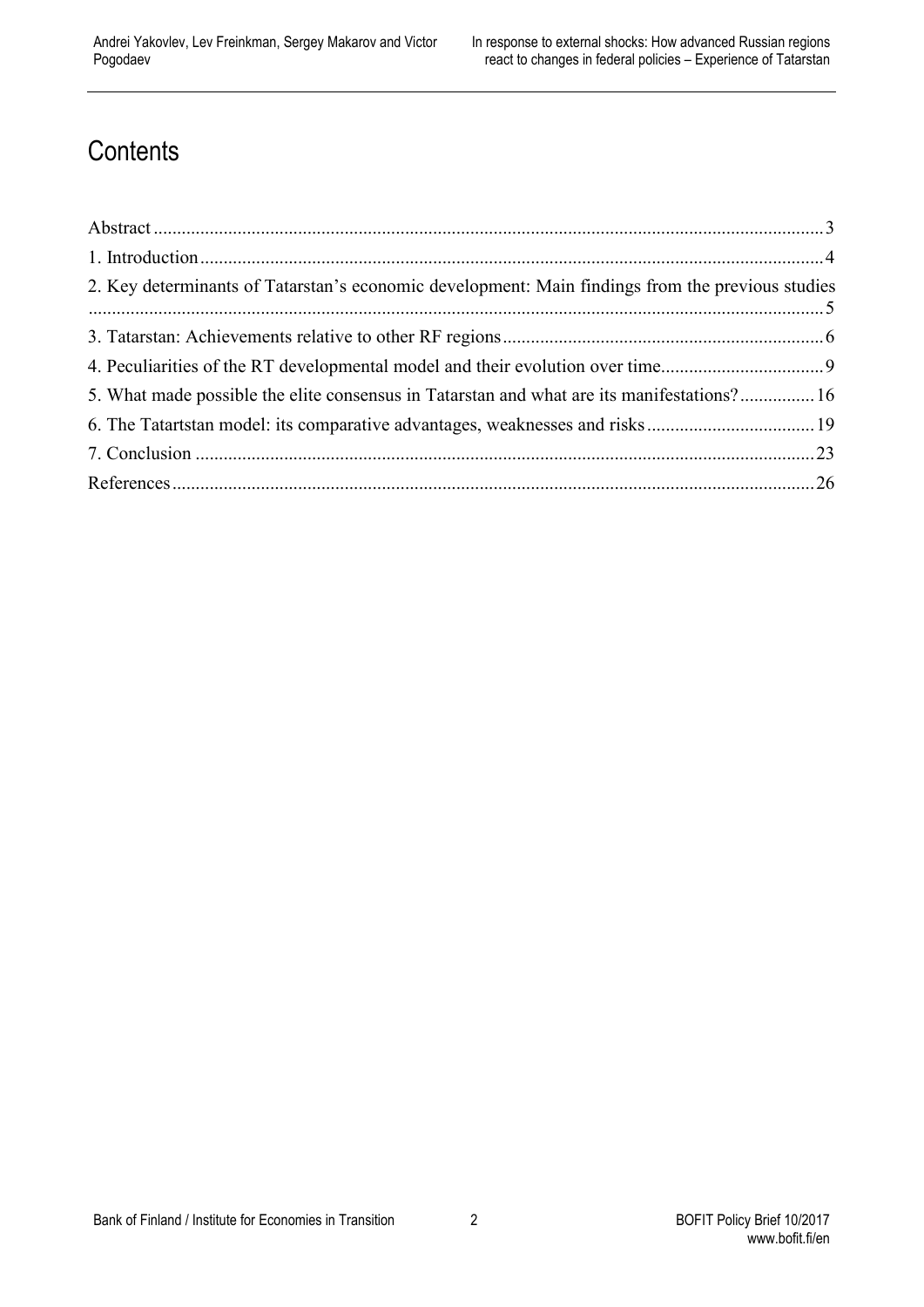# Contents

Abstract ..................................................................................................................................... 3
1. Introduction .............................................................................................................................. 4
2. Key determinants of Tatarstan's economic development: Main findings from the previous studies ................................................................................................................................................ 5
3. Tatarstan: Achievements relative to other RF regions .................................................................... 6
4. Peculiarities of the RT developmental model and their evolution over time ...................................... 9
5. What made possible the elite consensus in Tatarstan and what are its manifestations? ................ 16
6. The Tatartstan model: its comparative advantages, weaknesses and risks ...................................... 19
7. Conclusion ............................................................................................................................... 23
References ................................................................................................................................... 26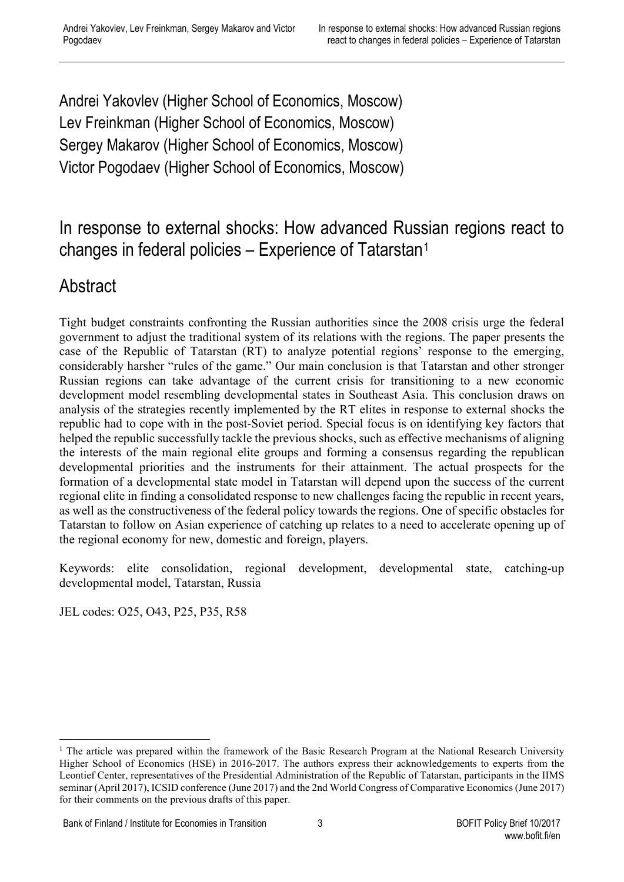Andrei Yakovlev (Higher School of Economics, Moscow)
Lev Freinkman (Higher School of Economics, Moscow)
Sergey Makarov (Higher School of Economics, Moscow)
Victor Pogodaev (Higher School of Economics, Moscow)

# In response to external shocks: How advanced Russian regions react to changes in federal policies – Experience of Tatarstan[1]

## Abstract

Tight budget constraints confronting the Russian authorities since the 2008 crisis urge the federal government to adjust the traditional system of its relations with the regions. The paper presents the case of the Republic of Tatarstan (RT) to analyze potential regions' response to the emerging, considerably harsher "rules of the game." Our main conclusion is that Tatarstan and other stronger Russian regions can take advantage of the current crisis for transitioning to a new economic development model resembling developmental states in Southeast Asia. This conclusion draws on analysis of the strategies recently implemented by the RT elites in response to external shocks the republic had to cope with in the post-Soviet period. Special focus is on identifying key factors that helped the republic successfully tackle the previous shocks, such as effective mechanisms of aligning the interests of the main regional elite groups and forming a consensus regarding the republican developmental priorities and the instruments for their attainment. The actual prospects for the formation of a developmental state model in Tatarstan will depend upon the success of the current regional elite in finding a consolidated response to new challenges facing the republic in recent years, as well as the constructiveness of the federal policy towards the regions. One of specific obstacles for Tatarstan to follow on Asian experience of catching up relates to a need to accelerate opening up of the regional economy for new, domestic and foreign, players.

Keywords: elite consolidation, regional development, developmental state, catching-up developmental model, Tatarstan, Russia

JEL codes: O25, O43, P25, P35, R58

[1] The article was prepared within the framework of the Basic Research Program at the National Research University Higher School of Economics (HSE) in 2016-2017. The authors express their acknowledgements to experts from the Leontief Center, representatives of the Presidential Administration of the Republic of Tatarstan, participants in the IIMS seminar (April 2017), ICSID conference (June 2017) and the 2nd World Congress of Comparative Economics (June 2017) for their comments on the previous drafts of this paper.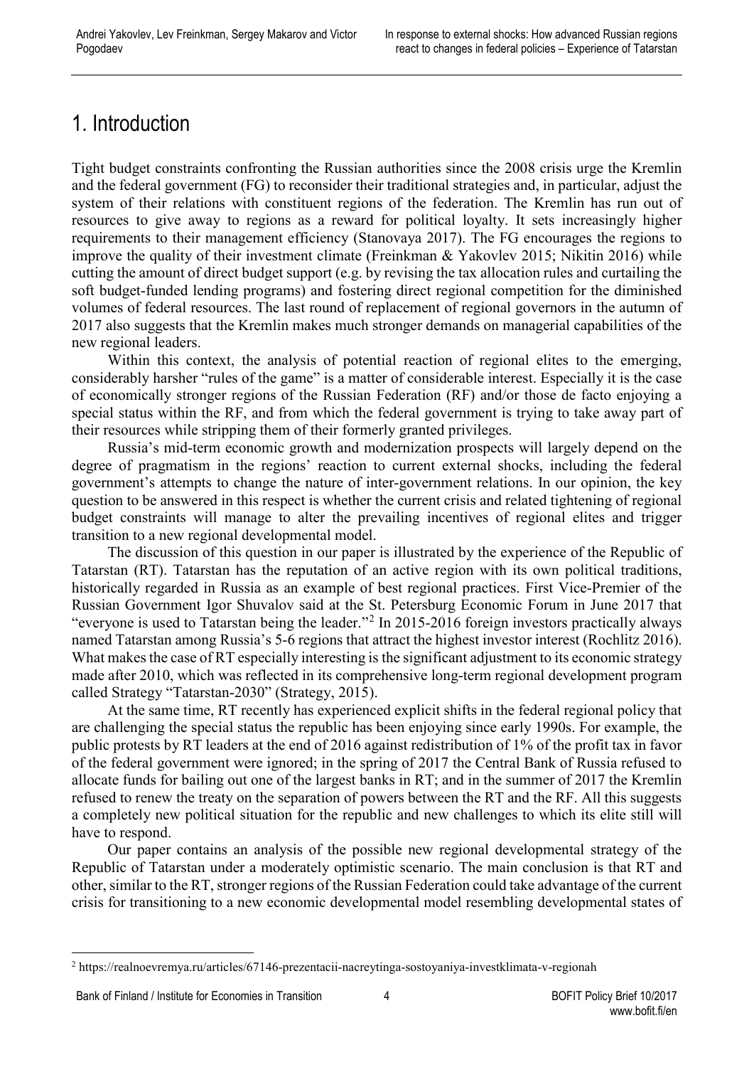# 1. Introduction

Tight budget constraints confronting the Russian authorities since the 2008 crisis urge the Kremlin and the federal government (FG) to reconsider their traditional strategies and, in particular, adjust the system of their relations with constituent regions of the federation. The Kremlin has run out of resources to give away to regions as a reward for political loyalty. It sets increasingly higher requirements to their management efficiency (Stanovaya 2017). The FG encourages the regions to improve the quality of their investment climate (Freinkman & Yakovlev 2015; Nikitin 2016) while cutting the amount of direct budget support (e.g. by revising the tax allocation rules and curtailing the soft budget-funded lending programs) and fostering direct regional competition for the diminished volumes of federal resources. The last round of replacement of regional governors in the autumn of 2017 also suggests that the Kremlin makes much stronger demands on managerial capabilities of the new regional leaders.

Within this context, the analysis of potential reaction of regional elites to the emerging, considerably harsher "rules of the game" is a matter of considerable interest. Especially it is the case of economically stronger regions of the Russian Federation (RF) and/or those de facto enjoying a special status within the RF, and from which the federal government is trying to take away part of their resources while stripping them of their formerly granted privileges.

Russia's mid-term economic growth and modernization prospects will largely depend on the degree of pragmatism in the regions' reaction to current external shocks, including the federal government's attempts to change the nature of inter-government relations. In our opinion, the key question to be answered in this respect is whether the current crisis and related tightening of regional budget constraints will manage to alter the prevailing incentives of regional elites and trigger transition to a new regional developmental model.

The discussion of this question in our paper is illustrated by the experience of the Republic of Tatarstan (RT). Tatarstan has the reputation of an active region with its own political traditions, historically regarded in Russia as an example of best regional practices. First Vice-Premier of the Russian Government Igor Shuvalov said at the St. Petersburg Economic Forum in June 2017 that "everyone is used to Tatarstan being the leader."[2] In 2015-2016 foreign investors practically always named Tatarstan among Russia's 5-6 regions that attract the highest investor interest (Rochlitz 2016). What makes the case of RT especially interesting is the significant adjustment to its economic strategy made after 2010, which was reflected in its comprehensive long-term regional development program called Strategy "Tatarstan-2030" (Strategy, 2015).

At the same time, RT recently has experienced explicit shifts in the federal regional policy that are challenging the special status the republic has been enjoying since early 1990s. For example, the public protests by RT leaders at the end of 2016 against redistribution of 1% of the profit tax in favor of the federal government were ignored; in the spring of 2017 the Central Bank of Russia refused to allocate funds for bailing out one of the largest banks in RT; and in the summer of 2017 the Kremlin refused to renew the treaty on the separation of powers between the RT and the RF. All this suggests a completely new political situation for the republic and new challenges to which its elite still will have to respond.

Our paper contains an analysis of the possible new regional developmental strategy of the Republic of Tatarstan under a moderately optimistic scenario. The main conclusion is that RT and other, similar to the RT, stronger regions of the Russian Federation could take advantage of the current crisis for transitioning to a new economic developmental model resembling developmental states of

[2] https://realnoevremya.ru/articles/67146-prezentacii-nacreytinga-sostoyaniya-investklimata-v-regionah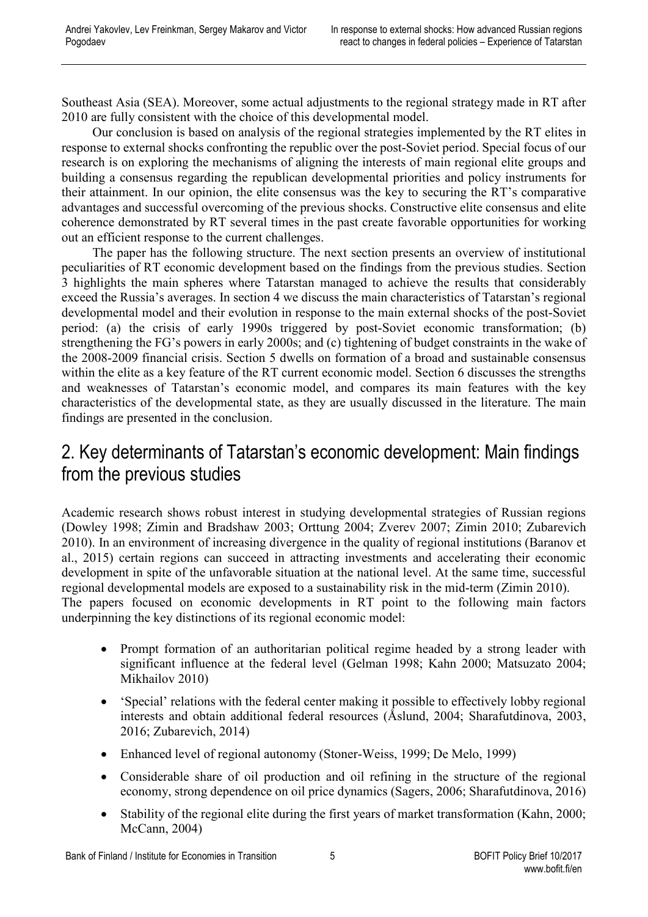Southeast Asia (SEA). Moreover, some actual adjustments to the regional strategy made in RT after 2010 are fully consistent with the choice of this developmental model.

Our conclusion is based on analysis of the regional strategies implemented by the RT elites in response to external shocks confronting the republic over the post-Soviet period. Special focus of our research is on exploring the mechanisms of aligning the interests of main regional elite groups and building a consensus regarding the republican developmental priorities and policy instruments for their attainment. In our opinion, the elite consensus was the key to securing the RT's comparative advantages and successful overcoming of the previous shocks. Constructive elite consensus and elite coherence demonstrated by RT several times in the past create favorable opportunities for working out an efficient response to the current challenges.

The paper has the following structure. The next section presents an overview of institutional peculiarities of RT economic development based on the findings from the previous studies. Section 3 highlights the main spheres where Tatarstan managed to achieve the results that considerably exceed the Russia's averages. In section 4 we discuss the main characteristics of Tatarstan's regional developmental model and their evolution in response to the main external shocks of the post-Soviet period: (a) the crisis of early 1990s triggered by post-Soviet economic transformation; (b) strengthening the FG's powers in early 2000s; and (c) tightening of budget constraints in the wake of the 2008-2009 financial crisis. Section 5 dwells on formation of a broad and sustainable consensus within the elite as a key feature of the RT current economic model. Section 6 discusses the strengths and weaknesses of Tatarstan's economic model, and compares its main features with the key characteristics of the developmental state, as they are usually discussed in the literature. The main findings are presented in the conclusion.

## 2. Key determinants of Tatarstan's economic development: Main findings from the previous studies

Academic research shows robust interest in studying developmental strategies of Russian regions (Dowley 1998; Zimin and Bradshaw 2003; Orttung 2004; Zverev 2007; Zimin 2010; Zubarevich 2010). In an environment of increasing divergence in the quality of regional institutions (Baranov et al., 2015) certain regions can succeed in attracting investments and accelerating their economic development in spite of the unfavorable situation at the national level. At the same time, successful regional developmental models are exposed to a sustainability risk in the mid-term (Zimin 2010).
The papers focused on economic developments in RT point to the following main factors underpinning the key distinctions of its regional economic model:

- Prompt formation of an authoritarian political regime headed by a strong leader with significant influence at the federal level (Gelman 1998; Kahn 2000; Matsuzato 2004; Mikhailov 2010)
- 'Special' relations with the federal center making it possible to effectively lobby regional interests and obtain additional federal resources (Åslund, 2004; Sharafutdinova, 2003, 2016; Zubarevich, 2014)
- Enhanced level of regional autonomy (Stoner-Weiss, 1999; De Melo, 1999)
- Considerable share of oil production and oil refining in the structure of the regional economy, strong dependence on oil price dynamics (Sagers, 2006; Sharafutdinova, 2016)
- Stability of the regional elite during the first years of market transformation (Kahn, 2000; McCann, 2004)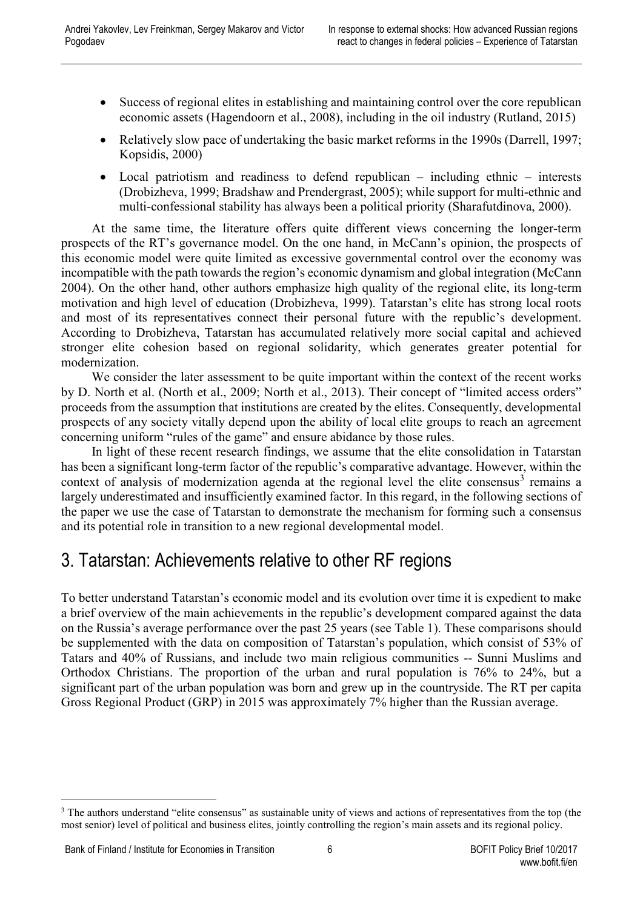- Success of regional elites in establishing and maintaining control over the core republican economic assets (Hagendoorn et al., 2008), including in the oil industry (Rutland, 2015)
- Relatively slow pace of undertaking the basic market reforms in the 1990s (Darrell, 1997; Kopsidis, 2000)
- Local patriotism and readiness to defend republican – including ethnic – interests (Drobizheva, 1999; Bradshaw and Prendergrast, 2005); while support for multi-ethnic and multi-confessional stability has always been a political priority (Sharafutdinova, 2000).

At the same time, the literature offers quite different views concerning the longer-term prospects of the RT's governance model. On the one hand, in McCann's opinion, the prospects of this economic model were quite limited as excessive governmental control over the economy was incompatible with the path towards the region's economic dynamism and global integration (McCann 2004). On the other hand, other authors emphasize high quality of the regional elite, its long-term motivation and high level of education (Drobizheva, 1999). Tatarstan's elite has strong local roots and most of its representatives connect their personal future with the republic's development. According to Drobizheva, Tatarstan has accumulated relatively more social capital and achieved stronger elite cohesion based on regional solidarity, which generates greater potential for modernization.

We consider the later assessment to be quite important within the context of the recent works by D. North et al. (North et al., 2009; North et al., 2013). Their concept of "limited access orders" proceeds from the assumption that institutions are created by the elites. Consequently, developmental prospects of any society vitally depend upon the ability of local elite groups to reach an agreement concerning uniform "rules of the game" and ensure abidance by those rules.

In light of these recent research findings, we assume that the elite consolidation in Tatarstan has been a significant long-term factor of the republic's comparative advantage. However, within the context of analysis of modernization agenda at the regional level the elite consensus[3] remains a largely underestimated and insufficiently examined factor. In this regard, in the following sections of the paper we use the case of Tatarstan to demonstrate the mechanism for forming such a consensus and its potential role in transition to a new regional developmental model.

# 3. Tatarstan: Achievements relative to other RF regions

To better understand Tatarstan's economic model and its evolution over time it is expedient to make a brief overview of the main achievements in the republic's development compared against the data on the Russia's average performance over the past 25 years (see Table 1). These comparisons should be supplemented with the data on composition of Tatarstan's population, which consist of 53% of Tatars and 40% of Russians, and include two main religious communities -- Sunni Muslims and Orthodox Christians. The proportion of the urban and rural population is 76% to 24%, but a significant part of the urban population was born and grew up in the countryside. The RT per capita Gross Regional Product (GRP) in 2015 was approximately 7% higher than the Russian average.

[3] The authors understand "elite consensus" as sustainable unity of views and actions of representatives from the top (the most senior) level of political and business elites, jointly controlling the region's main assets and its regional policy.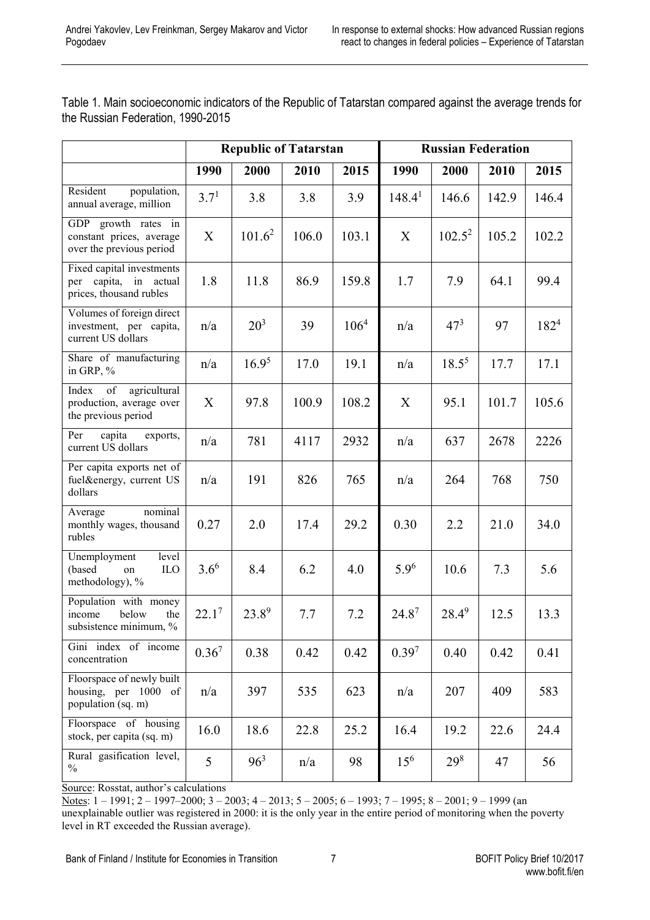Table 1. Main socioeconomic indicators of the Republic of Tatarstan compared against the average trends for the Russian Federation, 1990-2015

| | Republic of Tatarstan | | | | Russian Federation | | | |
|---|---|---|---|---|---|---|---|---|
| | 1990 | 2000 | 2010 | 2015 | 1990 | 2000 | 2010 | 2015 |
| Resident population, annual average, million | 3.7[1] | 3.8 | 3.8 | 3.9 | 148.4[1] | 146.6 | 142.9 | 146.4 |
| GDP growth rates in constant prices, average over the previous period | X | 101.6[2] | 106.0 | 103.1 | X | 102.5[2] | 105.2 | 102.2 |
| Fixed capital investments per capita, in actual prices, thousand rubles | 1.8 | 11.8 | 86.9 | 159.8 | 1.7 | 7.9 | 64.1 | 99.4 |
| Volumes of foreign direct investment, per capita, current US dollars | n/a | 20[3] | 39 | 106[4] | n/a | 47[3] | 97 | 182[4] |
| Share of manufacturing in GRP, % | n/a | 16.9[5] | 17.0 | 19.1 | n/a | 18.5[5] | 17.7 | 17.1 |
| Index of agricultural production, average over the previous period | X | 97.8 | 100.9 | 108.2 | X | 95.1 | 101.7 | 105.6 |
| Per capita exports, current US dollars | n/a | 781 | 4117 | 2932 | n/a | 637 | 2678 | 2226 |
| Per capita exports net of fuel&energy, current US dollars | n/a | 191 | 826 | 765 | n/a | 264 | 768 | 750 |
| Average nominal monthly wages, thousand rubles | 0.27 | 2.0 | 17.4 | 29.2 | 0.30 | 2.2 | 21.0 | 34.0 |
| Unemployment level (based on ILO methodology), % | 3.6[6] | 8.4 | 6.2 | 4.0 | 5.9[6] | 10.6 | 7.3 | 5.6 |
| Population with money income below the subsistence minimum, % | 22.1[7] | 23.8[9] | 7.7 | 7.2 | 24.8[7] | 28.4[9] | 12.5 | 13.3 |
| Gini index of income concentration | 0.36[7] | 0.38 | 0.42 | 0.42 | 0.39[7] | 0.40 | 0.42 | 0.41 |
| Floorspace of newly built housing, per 1000 of population (sq. m) | n/a | 397 | 535 | 623 | n/a | 207 | 409 | 583 |
| Floorspace of housing stock, per capita (sq. m) | 16.0 | 18.6 | 22.8 | 25.2 | 16.4 | 19.2 | 22.6 | 24.4 |
| Rural gasification level, % | 5 | 96[3] | n/a | 98 | 15[6] | 29[8] | 47 | 56 |

Source: Rosstat, author's calculations

Notes: 1 – 1991; 2 – 1997–2000; 3 – 2003; 4 – 2013; 5 – 2005; 6 – 1993; 7 – 1995; 8 – 2001; 9 – 1999 (an unexplainable outlier was registered in 2000: it is the only year in the entire period of monitoring when the poverty level in RT exceeded the Russian average).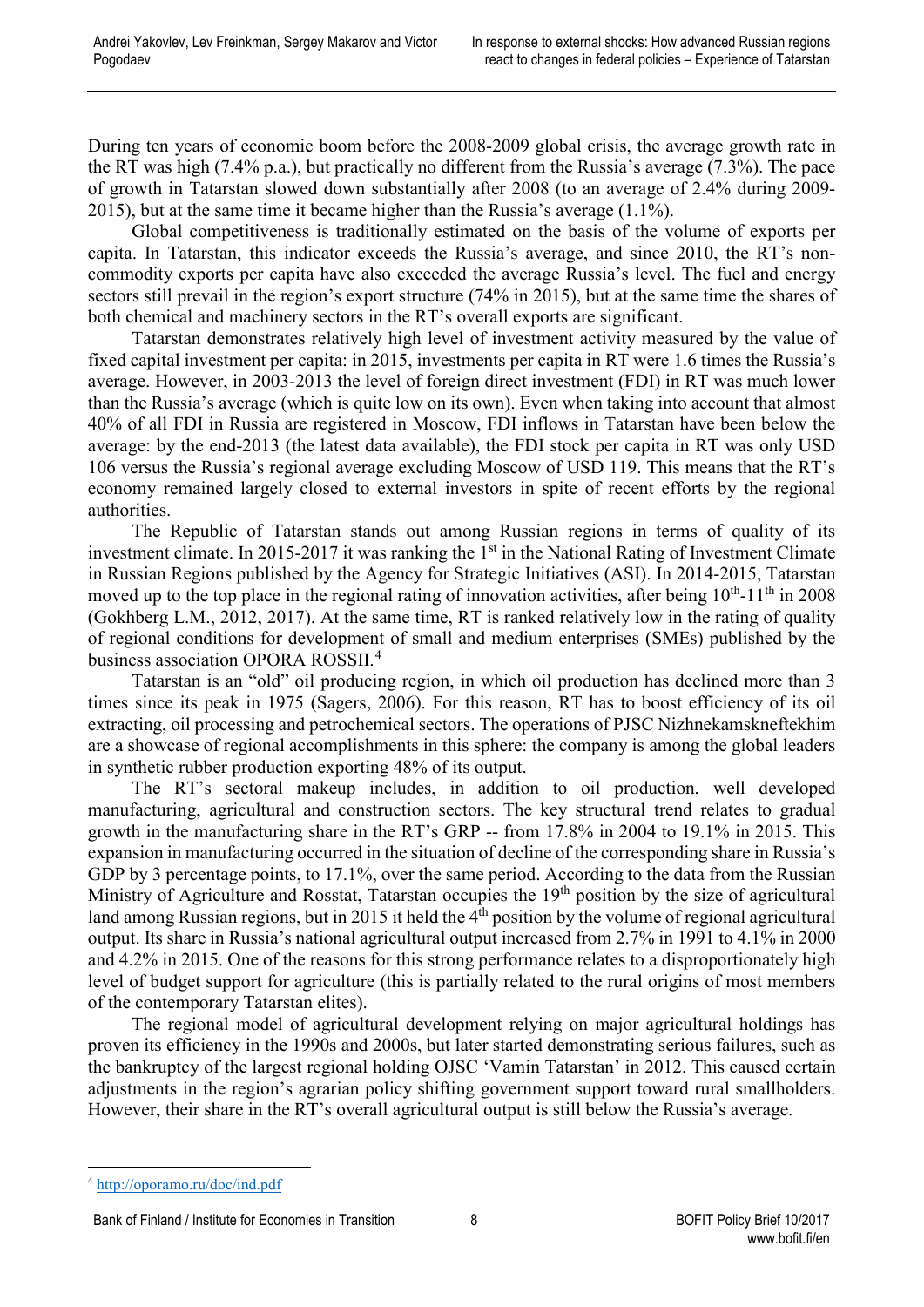During ten years of economic boom before the 2008-2009 global crisis, the average growth rate in the RT was high (7.4% p.a.), but practically no different from the Russia's average (7.3%). The pace of growth in Tatarstan slowed down substantially after 2008 (to an average of 2.4% during 2009-2015), but at the same time it became higher than the Russia's average (1.1%).

Global competitiveness is traditionally estimated on the basis of the volume of exports per capita. In Tatarstan, this indicator exceeds the Russia's average, and since 2010, the RT's non-commodity exports per capita have also exceeded the average Russia's level. The fuel and energy sectors still prevail in the region's export structure (74% in 2015), but at the same time the shares of both chemical and machinery sectors in the RT's overall exports are significant.

Tatarstan demonstrates relatively high level of investment activity measured by the value of fixed capital investment per capita: in 2015, investments per capita in RT were 1.6 times the Russia's average. However, in 2003-2013 the level of foreign direct investment (FDI) in RT was much lower than the Russia's average (which is quite low on its own). Even when taking into account that almost 40% of all FDI in Russia are registered in Moscow, FDI inflows in Tatarstan have been below the average: by the end-2013 (the latest data available), the FDI stock per capita in RT was only USD 106 versus the Russia's regional average excluding Moscow of USD 119. This means that the RT's economy remained largely closed to external investors in spite of recent efforts by the regional authorities.

The Republic of Tatarstan stands out among Russian regions in terms of quality of its investment climate. In 2015-2017 it was ranking the 1st in the National Rating of Investment Climate in Russian Regions published by the Agency for Strategic Initiatives (ASI). In 2014-2015, Tatarstan moved up to the top place in the regional rating of innovation activities, after being 10th-11th in 2008 (Gokhberg L.M., 2012, 2017). At the same time, RT is ranked relatively low in the rating of quality of regional conditions for development of small and medium enterprises (SMEs) published by the business association OPORA ROSSII.[4]

Tatarstan is an "old" oil producing region, in which oil production has declined more than 3 times since its peak in 1975 (Sagers, 2006). For this reason, RT has to boost efficiency of its oil extracting, oil processing and petrochemical sectors. The operations of PJSC Nizhnekamskneftekhim are a showcase of regional accomplishments in this sphere: the company is among the global leaders in synthetic rubber production exporting 48% of its output.

The RT's sectoral makeup includes, in addition to oil production, well developed manufacturing, agricultural and construction sectors. The key structural trend relates to gradual growth in the manufacturing share in the RT's GRP -- from 17.8% in 2004 to 19.1% in 2015. This expansion in manufacturing occurred in the situation of decline of the corresponding share in Russia's GDP by 3 percentage points, to 17.1%, over the same period. According to the data from the Russian Ministry of Agriculture and Rosstat, Tatarstan occupies the 19th position by the size of agricultural land among Russian regions, but in 2015 it held the 4th position by the volume of regional agricultural output. Its share in Russia's national agricultural output increased from 2.7% in 1991 to 4.1% in 2000 and 4.2% in 2015. One of the reasons for this strong performance relates to a disproportionately high level of budget support for agriculture (this is partially related to the rural origins of most members of the contemporary Tatarstan elites).

The regional model of agricultural development relying on major agricultural holdings has proven its efficiency in the 1990s and 2000s, but later started demonstrating serious failures, such as the bankruptcy of the largest regional holding OJSC 'Vamin Tatarstan' in 2012. This caused certain adjustments in the region's agrarian policy shifting government support toward rural smallholders. However, their share in the RT's overall agricultural output is still below the Russia's average.

---

[4] http://oporamo.ru/doc/ind.pdf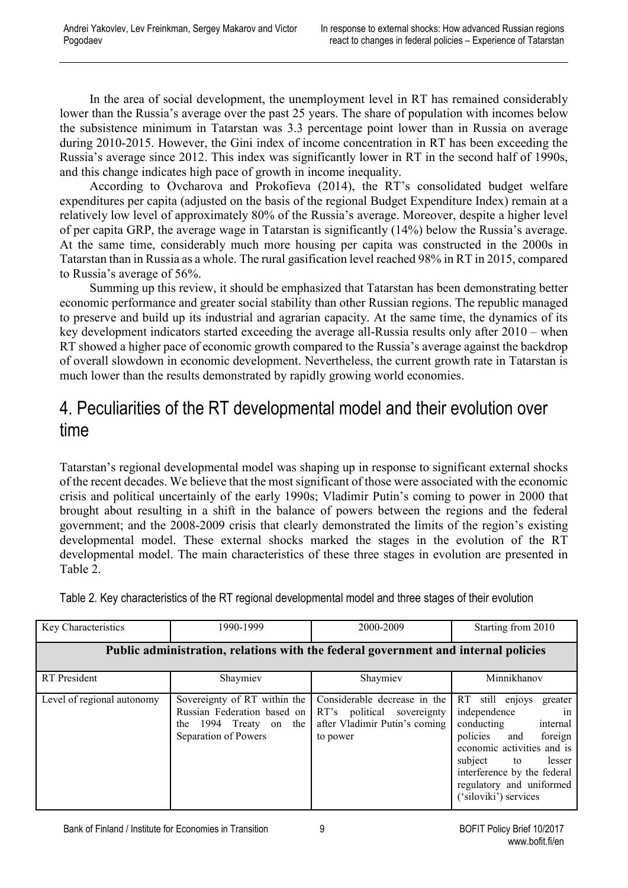In the area of social development, the unemployment level in RT has remained considerably lower than the Russia's average over the past 25 years. The share of population with incomes below the subsistence minimum in Tatarstan was 3.3 percentage point lower than in Russia on average during 2010-2015. However, the Gini index of income concentration in RT has been exceeding the Russia's average since 2012. This index was significantly lower in RT in the second half of 1990s, and this change indicates high pace of growth in income inequality.

According to Ovcharova and Prokofieva (2014), the RT's consolidated budget welfare expenditures per capita (adjusted on the basis of the regional Budget Expenditure Index) remain at a relatively low level of approximately 80% of the Russia's average. Moreover, despite a higher level of per capita GRP, the average wage in Tatarstan is significantly (14%) below the Russia's average. At the same time, considerably much more housing per capita was constructed in the 2000s in Tatarstan than in Russia as a whole. The rural gasification level reached 98% in RT in 2015, compared to Russia's average of 56%.

Summing up this review, it should be emphasized that Tatarstan has been demonstrating better economic performance and greater social stability than other Russian regions. The republic managed to preserve and build up its industrial and agrarian capacity. At the same time, the dynamics of its key development indicators started exceeding the average all-Russia results only after 2010 – when RT showed a higher pace of economic growth compared to the Russia's average against the backdrop of overall slowdown in economic development. Nevertheless, the current growth rate in Tatarstan is much lower than the results demonstrated by rapidly growing world economies.

# 4. Peculiarities of the RT developmental model and their evolution over time

Tatarstan's regional developmental model was shaping up in response to significant external shocks of the recent decades. We believe that the most significant of those were associated with the economic crisis and political uncertainly of the early 1990s; Vladimir Putin's coming to power in 2000 that brought about resulting in a shift in the balance of powers between the regions and the federal government; and the 2008-2009 crisis that clearly demonstrated the limits of the region's existing developmental model. These external shocks marked the stages in the evolution of the RT developmental model. The main characteristics of these three stages in evolution are presented in Table 2.

Table 2. Key characteristics of the RT regional developmental model and three stages of their evolution

| Key Characteristics | 1990-1999 | 2000-2009 | Starting from 2010 |
|---|---|---|---|
| **Public administration, relations with the federal government and internal policies** | | | |
| RT President | Shaymiev | Shaymiev | Minnikhanov |
| Level of regional autonomy | Sovereignty of RT within the Russian Federation based on the 1994 Treaty on the Separation of Powers | Considerable decrease in the RT's political sovereignty after Vladimir Putin's coming to power | RT still enjoys greater independence in conducting internal policies and foreign economic activities and is subject to lesser interference by the federal regulatory and uniformed ('siloviki') services |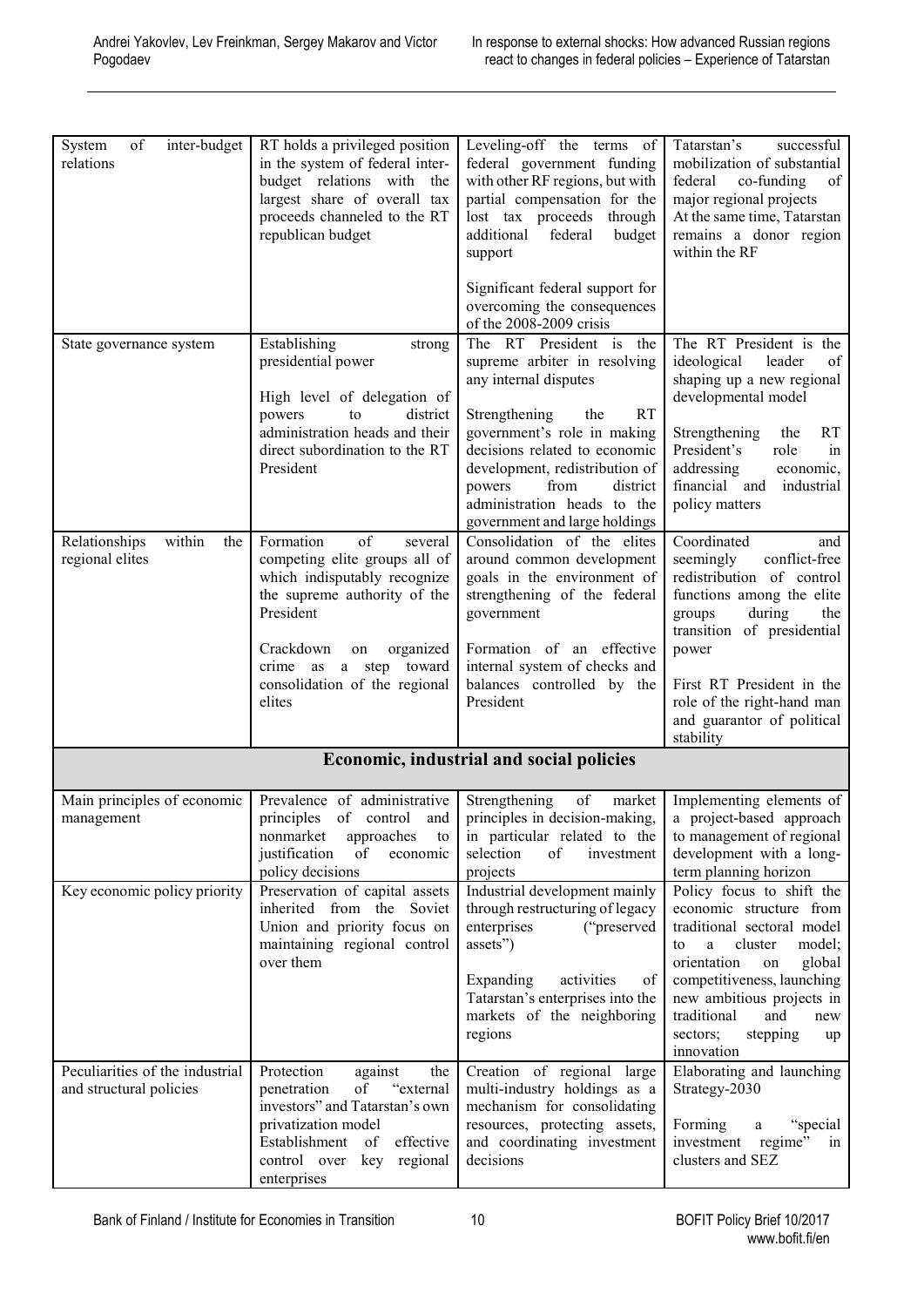| | | | |
|---|---|---|---|
| System of inter-budget relations | RT holds a privileged position in the system of federal inter-budget relations with the largest share of overall tax proceeds channeled to the RT republican budget | Leveling-off the terms of federal government funding with other RF regions, but with partial compensation for the lost tax proceeds through additional federal budget support<br><br>Significant federal support for overcoming the consequences of the 2008-2009 crisis | Tatarstan's successful mobilization of substantial federal co-funding of major regional projects<br>At the same time, Tatarstan remains a donor region within the RF |
| State governance system | Establishing strong presidential power<br><br>High level of delegation of powers to district administration heads and their direct subordination to the RT President | The RT President is the supreme arbiter in resolving any internal disputes<br><br>Strengthening the RT government's role in making decisions related to economic development, redistribution of powers from district administration heads to the government and large holdings | The RT President is the ideological leader of shaping up a new regional developmental model<br><br>Strengthening the RT President's role in addressing economic, financial and industrial policy matters |
| Relationships within the regional elites | Formation of several competing elite groups all of which indisputably recognize the supreme authority of the President<br><br>Crackdown on organized crime as a step toward consolidation of the regional elites | Consolidation of the elites around common development goals in the environment of strengthening of the federal government<br><br>Formation of an effective internal system of checks and balances controlled by the President | Coordinated and seemingly conflict-free redistribution of control functions among the elite groups during the transition of presidential power<br><br>First RT President in the role of the right-hand man and guarantor of political stability |
| **Economic, industrial and social policies** | | | |
| Main principles of economic management | Prevalence of administrative principles of control and nonmarket approaches to justification of economic policy decisions | Strengthening of market principles in decision-making, in particular related to the selection of investment projects | Implementing elements of a project-based approach to management of regional development with a long-term planning horizon |
| Key economic policy priority | Preservation of capital assets inherited from the Soviet Union and priority focus on maintaining regional control over them | Industrial development mainly through restructuring of legacy enterprises ("preserved assets")<br><br>Expanding activities of Tatarstan's enterprises into the markets of the neighboring regions | Policy focus to shift the economic structure from traditional sectoral model to a cluster model; orientation on global competitiveness, launching new ambitious projects in traditional and new sectors; stepping up innovation |
| Peculiarities of the industrial and structural policies | Protection against the penetration of "external investors" and Tatarstan's own privatization model<br>Establishment of effective control over key regional enterprises | Creation of regional large multi-industry holdings as a mechanism for consolidating resources, protecting assets, and coordinating investment decisions | Elaborating and launching Strategy-2030<br><br>Forming a "special investment regime" in clusters and SEZ |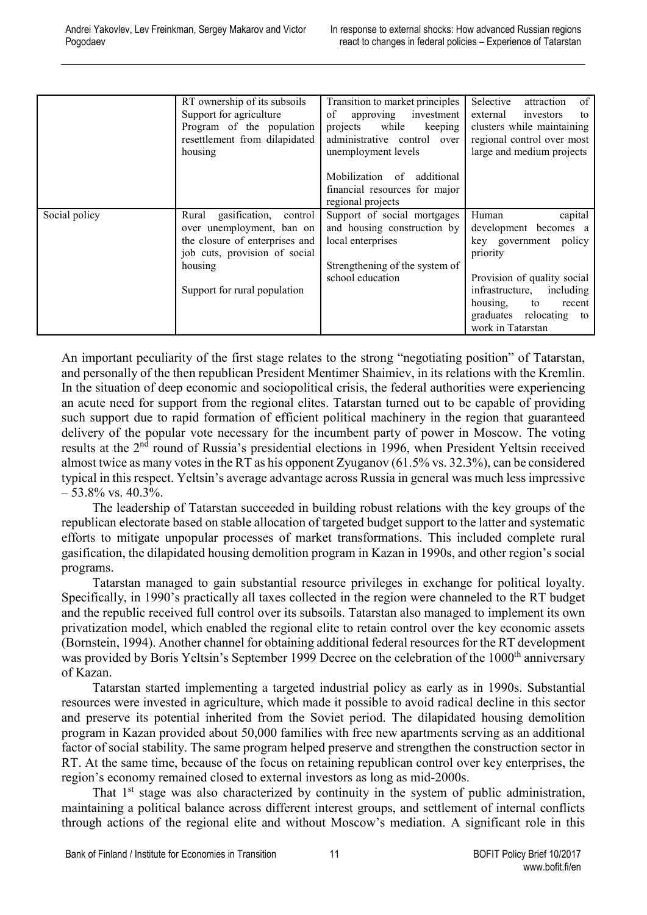|  | RT ownership of its subsoils<br>Support for agriculture<br>Program of the population resettlement from dilapidated housing | Transition to market principles of approving investment projects while keeping administrative control over unemployment levels<br><br>Mobilization of additional financial resources for major regional projects | Selective attraction of external investors to clusters while maintaining regional control over most large and medium projects |
|---|---|---|---|
| Social policy | Rural gasification, control over unemployment, ban on the closure of enterprises and job cuts, provision of social housing<br><br>Support for rural population | Support of social mortgages and housing construction by local enterprises<br><br>Strengthening of the system of school education | Human capital development becomes a key government policy priority<br><br>Provision of quality social infrastructure, including housing, to recent graduates relocating to work in Tatarstan |

An important peculiarity of the first stage relates to the strong "negotiating position" of Tatarstan, and personally of the then republican President Mentimer Shaimiev, in its relations with the Kremlin. In the situation of deep economic and sociopolitical crisis, the federal authorities were experiencing an acute need for support from the regional elites. Tatarstan turned out to be capable of providing such support due to rapid formation of efficient political machinery in the region that guaranteed delivery of the popular vote necessary for the incumbent party of power in Moscow. The voting results at the 2nd round of Russia's presidential elections in 1996, when President Yeltsin received almost twice as many votes in the RT as his opponent Zyuganov (61.5% vs. 32.3%), can be considered typical in this respect. Yeltsin's average advantage across Russia in general was much less impressive – 53.8% vs. 40.3%.

The leadership of Tatarstan succeeded in building robust relations with the key groups of the republican electorate based on stable allocation of targeted budget support to the latter and systematic efforts to mitigate unpopular processes of market transformations. This included complete rural gasification, the dilapidated housing demolition program in Kazan in 1990s, and other region's social programs.

Tatarstan managed to gain substantial resource privileges in exchange for political loyalty. Specifically, in 1990's practically all taxes collected in the region were channeled to the RT budget and the republic received full control over its subsoils. Tatarstan also managed to implement its own privatization model, which enabled the regional elite to retain control over the key economic assets (Bornstein, 1994). Another channel for obtaining additional federal resources for the RT development was provided by Boris Yeltsin's September 1999 Decree on the celebration of the 1000th anniversary of Kazan.

Tatarstan started implementing a targeted industrial policy as early as in 1990s. Substantial resources were invested in agriculture, which made it possible to avoid radical decline in this sector and preserve its potential inherited from the Soviet period. The dilapidated housing demolition program in Kazan provided about 50,000 families with free new apartments serving as an additional factor of social stability. The same program helped preserve and strengthen the construction sector in RT. At the same time, because of the focus on retaining republican control over key enterprises, the region's economy remained closed to external investors as long as mid-2000s.

That 1st stage was also characterized by continuity in the system of public administration, maintaining a political balance across different interest groups, and settlement of internal conflicts through actions of the regional elite and without Moscow's mediation. A significant role in this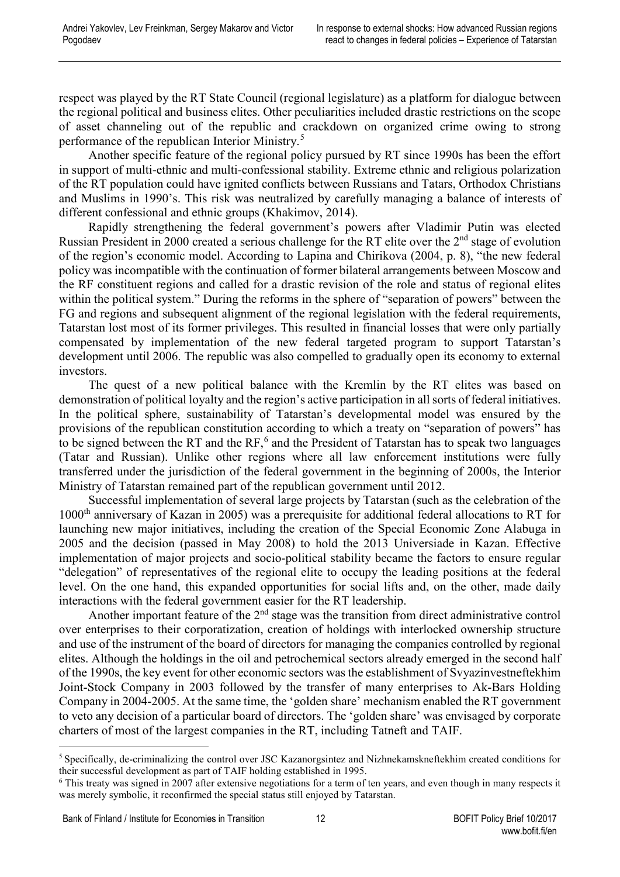respect was played by the RT State Council (regional legislature) as a platform for dialogue between the regional political and business elites. Other peculiarities included drastic restrictions on the scope of asset channeling out of the republic and crackdown on organized crime owing to strong performance of the republican Interior Ministry.[5]

Another specific feature of the regional policy pursued by RT since 1990s has been the effort in support of multi-ethnic and multi-confessional stability. Extreme ethnic and religious polarization of the RT population could have ignited conflicts between Russians and Tatars, Orthodox Christians and Muslims in 1990's. This risk was neutralized by carefully managing a balance of interests of different confessional and ethnic groups (Khakimov, 2014).

Rapidly strengthening the federal government's powers after Vladimir Putin was elected Russian President in 2000 created a serious challenge for the RT elite over the 2nd stage of evolution of the region's economic model. According to Lapina and Chirikova (2004, p. 8), "the new federal policy was incompatible with the continuation of former bilateral arrangements between Moscow and the RF constituent regions and called for a drastic revision of the role and status of regional elites within the political system." During the reforms in the sphere of "separation of powers" between the FG and regions and subsequent alignment of the regional legislation with the federal requirements, Tatarstan lost most of its former privileges. This resulted in financial losses that were only partially compensated by implementation of the new federal targeted program to support Tatarstan's development until 2006. The republic was also compelled to gradually open its economy to external investors.

The quest of a new political balance with the Kremlin by the RT elites was based on demonstration of political loyalty and the region's active participation in all sorts of federal initiatives. In the political sphere, sustainability of Tatarstan's developmental model was ensured by the provisions of the republican constitution according to which a treaty on "separation of powers" has to be signed between the RT and the RF,[6] and the President of Tatarstan has to speak two languages (Tatar and Russian). Unlike other regions where all law enforcement institutions were fully transferred under the jurisdiction of the federal government in the beginning of 2000s, the Interior Ministry of Tatarstan remained part of the republican government until 2012.

Successful implementation of several large projects by Tatarstan (such as the celebration of the 1000th anniversary of Kazan in 2005) was a prerequisite for additional federal allocations to RT for launching new major initiatives, including the creation of the Special Economic Zone Alabuga in 2005 and the decision (passed in May 2008) to hold the 2013 Universiade in Kazan. Effective implementation of major projects and socio-political stability became the factors to ensure regular "delegation" of representatives of the regional elite to occupy the leading positions at the federal level. On the one hand, this expanded opportunities for social lifts and, on the other, made daily interactions with the federal government easier for the RT leadership.

Another important feature of the 2nd stage was the transition from direct administrative control over enterprises to their corporatization, creation of holdings with interlocked ownership structure and use of the instrument of the board of directors for managing the companies controlled by regional elites. Although the holdings in the oil and petrochemical sectors already emerged in the second half of the 1990s, the key event for other economic sectors was the establishment of Svyazinvestneftekhim Joint-Stock Company in 2003 followed by the transfer of many enterprises to Ak-Bars Holding Company in 2004-2005. At the same time, the 'golden share' mechanism enabled the RT government to veto any decision of a particular board of directors. The 'golden share' was envisaged by corporate charters of most of the largest companies in the RT, including Tatneft and TAIF.

---

[5] Specifically, de-criminalizing the control over JSC Kazanorgsintez and Nizhnekamskneftekhim created conditions for their successful development as part of TAIF holding established in 1995.

[6] This treaty was signed in 2007 after extensive negotiations for a term of ten years, and even though in many respects it was merely symbolic, it reconfirmed the special status still enjoyed by Tatarstan.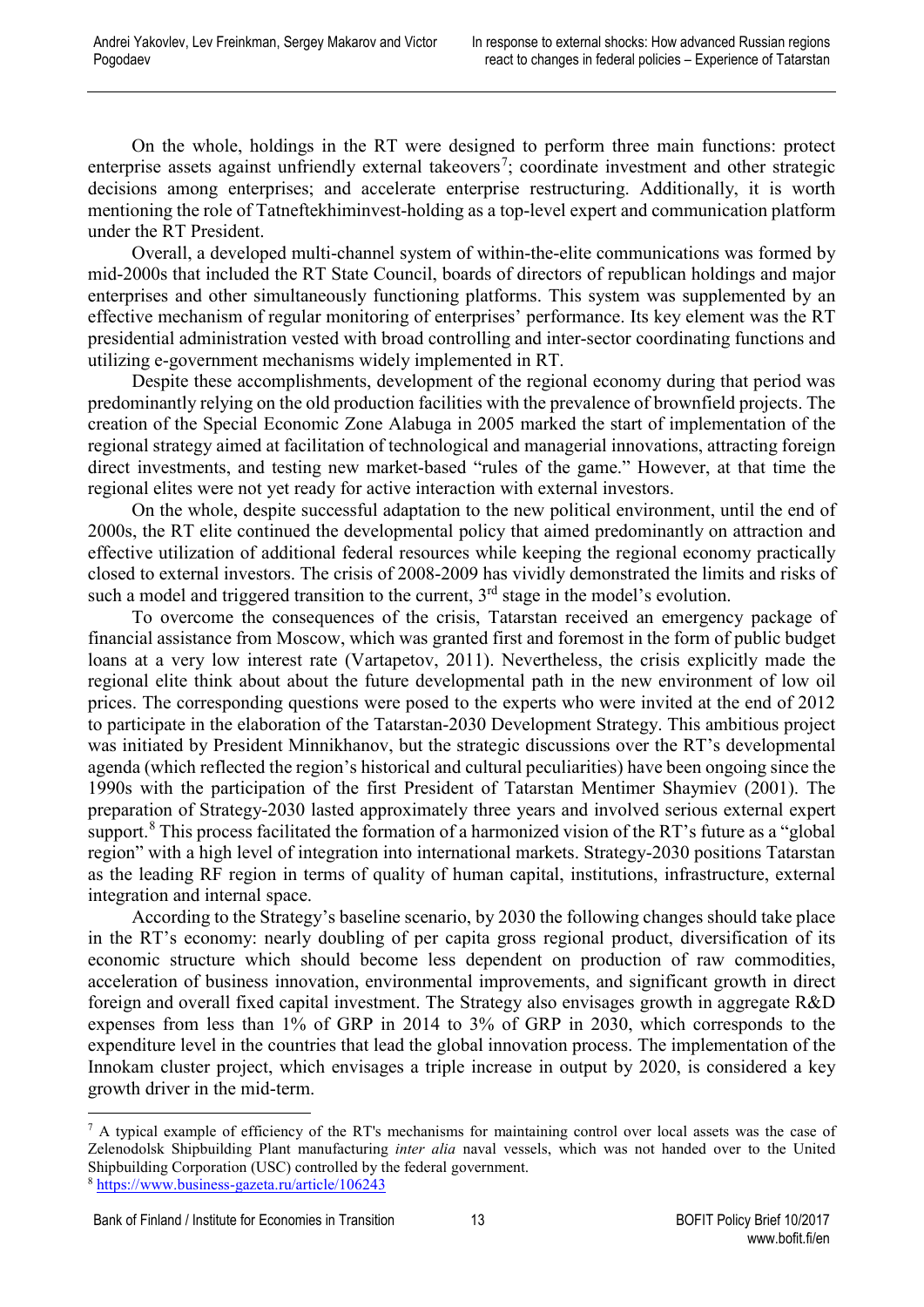On the whole, holdings in the RT were designed to perform three main functions: protect enterprise assets against unfriendly external takeovers[7]; coordinate investment and other strategic decisions among enterprises; and accelerate enterprise restructuring. Additionally, it is worth mentioning the role of Tatneftekhiminvest-holding as a top-level expert and communication platform under the RT President.

Overall, a developed multi-channel system of within-the-elite communications was formed by mid-2000s that included the RT State Council, boards of directors of republican holdings and major enterprises and other simultaneously functioning platforms. This system was supplemented by an effective mechanism of regular monitoring of enterprises' performance. Its key element was the RT presidential administration vested with broad controlling and inter-sector coordinating functions and utilizing e-government mechanisms widely implemented in RT.

Despite these accomplishments, development of the regional economy during that period was predominantly relying on the old production facilities with the prevalence of brownfield projects. The creation of the Special Economic Zone Alabuga in 2005 marked the start of implementation of the regional strategy aimed at facilitation of technological and managerial innovations, attracting foreign direct investments, and testing new market-based "rules of the game." However, at that time the regional elites were not yet ready for active interaction with external investors.

On the whole, despite successful adaptation to the new political environment, until the end of 2000s, the RT elite continued the developmental policy that aimed predominantly on attraction and effective utilization of additional federal resources while keeping the regional economy practically closed to external investors. The crisis of 2008-2009 has vividly demonstrated the limits and risks of such a model and triggered transition to the current, 3rd stage in the model's evolution.

To overcome the consequences of the crisis, Tatarstan received an emergency package of financial assistance from Moscow, which was granted first and foremost in the form of public budget loans at a very low interest rate (Vartapetov, 2011). Nevertheless, the crisis explicitly made the regional elite think about about the future developmental path in the new environment of low oil prices. The corresponding questions were posed to the experts who were invited at the end of 2012 to participate in the elaboration of the Tatarstan-2030 Development Strategy. This ambitious project was initiated by President Minnikhanov, but the strategic discussions over the RT's developmental agenda (which reflected the region's historical and cultural peculiarities) have been ongoing since the 1990s with the participation of the first President of Tatarstan Mentimer Shaymiev (2001). The preparation of Strategy-2030 lasted approximately three years and involved serious external expert support.[8] This process facilitated the formation of a harmonized vision of the RT's future as a "global region" with a high level of integration into international markets. Strategy-2030 positions Tatarstan as the leading RF region in terms of quality of human capital, institutions, infrastructure, external integration and internal space.

According to the Strategy's baseline scenario, by 2030 the following changes should take place in the RT's economy: nearly doubling of per capita gross regional product, diversification of its economic structure which should become less dependent on production of raw commodities, acceleration of business innovation, environmental improvements, and significant growth in direct foreign and overall fixed capital investment. The Strategy also envisages growth in aggregate R&D expenses from less than 1% of GRP in 2014 to 3% of GRP in 2030, which corresponds to the expenditure level in the countries that lead the global innovation process. The implementation of the Innokam cluster project, which envisages a triple increase in output by 2020, is considered a key growth driver in the mid-term.

---

[7] A typical example of efficiency of the RT's mechanisms for maintaining control over local assets was the case of Zelenodolsk Shipbuilding Plant manufacturing *inter alia* naval vessels, which was not handed over to the United Shipbuilding Corporation (USC) controlled by the federal government.

[8] https://www.business-gazeta.ru/article/106243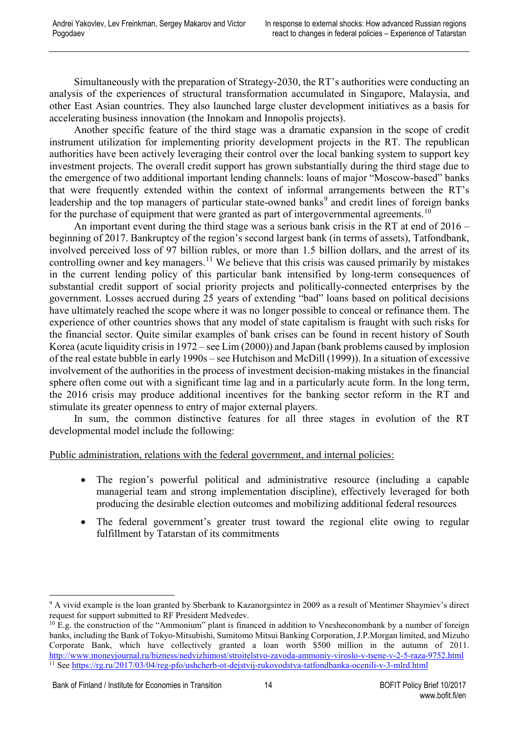Simultaneously with the preparation of Strategy-2030, the RT's authorities were conducting an analysis of the experiences of structural transformation accumulated in Singapore, Malaysia, and other East Asian countries. They also launched large cluster development initiatives as a basis for accelerating business innovation (the Innokam and Innopolis projects).

Another specific feature of the third stage was a dramatic expansion in the scope of credit instrument utilization for implementing priority development projects in the RT. The republican authorities have been actively leveraging their control over the local banking system to support key investment projects. The overall credit support has grown substantially during the third stage due to the emergence of two additional important lending channels: loans of major "Moscow-based" banks that were frequently extended within the context of informal arrangements between the RT's leadership and the top managers of particular state-owned banks[9] and credit lines of foreign banks for the purchase of equipment that were granted as part of intergovernmental agreements.[10]

An important event during the third stage was a serious bank crisis in the RT at end of 2016 – beginning of 2017. Bankruptcy of the region's second largest bank (in terms of assets), Tatfondbank, involved perceived loss of 97 billion rubles, or more than 1.5 billion dollars, and the arrest of its controlling owner and key managers.[11] We believe that this crisis was caused primarily by mistakes in the current lending policy of this particular bank intensified by long-term consequences of substantial credit support of social priority projects and politically-connected enterprises by the government. Losses accrued during 25 years of extending "bad" loans based on political decisions have ultimately reached the scope where it was no longer possible to conceal or refinance them. The experience of other countries shows that any model of state capitalism is fraught with such risks for the financial sector. Quite similar examples of bank crises can be found in recent history of South Korea (acute liquidity crisis in 1972 – see Lim (2000)) and Japan (bank problems caused by implosion of the real estate bubble in early 1990s – see Hutchison and McDill (1999)). In a situation of excessive involvement of the authorities in the process of investment decision-making mistakes in the financial sphere often come out with a significant time lag and in a particularly acute form. In the long term, the 2016 crisis may produce additional incentives for the banking sector reform in the RT and stimulate its greater openness to entry of major external players.

In sum, the common distinctive features for all three stages in evolution of the RT developmental model include the following:

<u>Public administration, relations with the federal government, and internal policies:</u>

- The region's powerful political and administrative resource (including a capable managerial team and strong implementation discipline), effectively leveraged for both producing the desirable election outcomes and mobilizing additional federal resources
- The federal government's greater trust toward the regional elite owing to regular fulfillment by Tatarstan of its commitments

---

[9] A vivid example is the loan granted by Sberbank to Kazanorgsintez in 2009 as a result of Mentimer Shaymiev's direct request for support submitted to RF President Medvedev.

[10] E.g. the construction of the "Ammonium" plant is financed in addition to Vnesheconombank by a number of foreign banks, including the Bank of Tokyo-Mitsubishi, Sumitomo Mitsui Banking Corporation, J.P.Morgan limited, and Mizuho Corporate Bank, which have collectively granted a loan worth $500 million in the autumn of 2011. http://www.moneyjournal.ru/bizness/nedvizhimost/stroitelstvo-zavoda-ammoniy-viroslo-v-tsene-v-2-5-raza-9752.html

[11] See https://rg.ru/2017/03/04/reg-pfo/ushcherb-ot-dejstvij-rukovodstva-tatfondbanka-ocenili-v-3-mlrd.html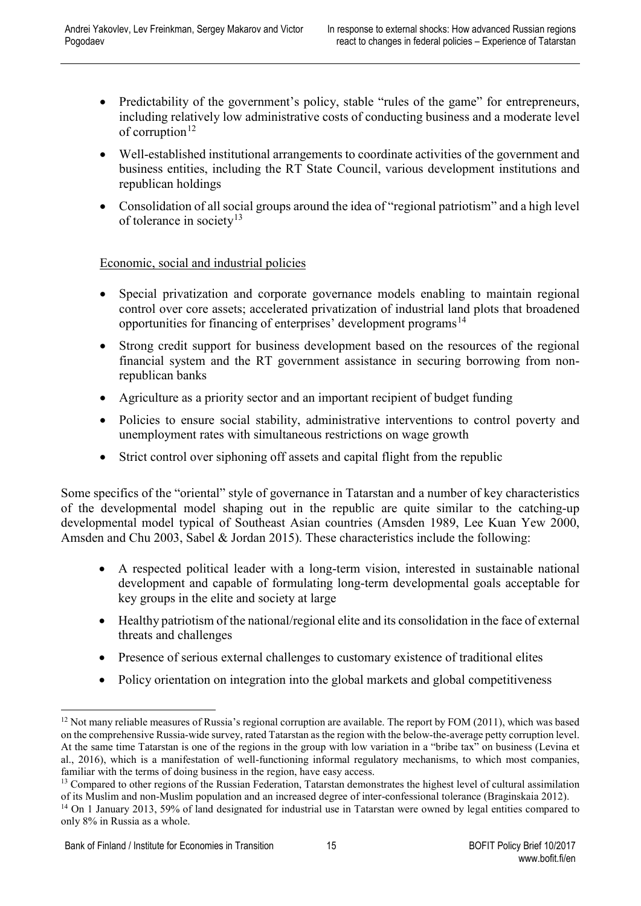- Predictability of the government's policy, stable "rules of the game" for entrepreneurs, including relatively low administrative costs of conducting business and a moderate level of corruption[12]
- Well-established institutional arrangements to coordinate activities of the government and business entities, including the RT State Council, various development institutions and republican holdings
- Consolidation of all social groups around the idea of "regional patriotism" and a high level of tolerance in society[13]

Economic, social and industrial policies

- Special privatization and corporate governance models enabling to maintain regional control over core assets; accelerated privatization of industrial land plots that broadened opportunities for financing of enterprises' development programs[14]
- Strong credit support for business development based on the resources of the regional financial system and the RT government assistance in securing borrowing from non-republican banks
- Agriculture as a priority sector and an important recipient of budget funding
- Policies to ensure social stability, administrative interventions to control poverty and unemployment rates with simultaneous restrictions on wage growth
- Strict control over siphoning off assets and capital flight from the republic

Some specifics of the "oriental" style of governance in Tatarstan and a number of key characteristics of the developmental model shaping out in the republic are quite similar to the catching-up developmental model typical of Southeast Asian countries (Amsden 1989, Lee Kuan Yew 2000, Amsden and Chu 2003, Sabel & Jordan 2015). These characteristics include the following:

- A respected political leader with a long-term vision, interested in sustainable national development and capable of formulating long-term developmental goals acceptable for key groups in the elite and society at large
- Healthy patriotism of the national/regional elite and its consolidation in the face of external threats and challenges
- Presence of serious external challenges to customary existence of traditional elites
- Policy orientation on integration into the global markets and global competitiveness

[12] Not many reliable measures of Russia's regional corruption are available. The report by FOM (2011), which was based on the comprehensive Russia-wide survey, rated Tatarstan as the region with the below-the-average petty corruption level. At the same time Tatarstan is one of the regions in the group with low variation in a "bribe tax" on business (Levina et al., 2016), which is a manifestation of well-functioning informal regulatory mechanisms, to which most companies, familiar with the terms of doing business in the region, have easy access.

[13] Compared to other regions of the Russian Federation, Tatarstan demonstrates the highest level of cultural assimilation of its Muslim and non-Muslim population and an increased degree of inter-confessional tolerance (Braginskaia 2012).

[14] On 1 January 2013, 59% of land designated for industrial use in Tatarstan were owned by legal entities compared to only 8% in Russia as a whole.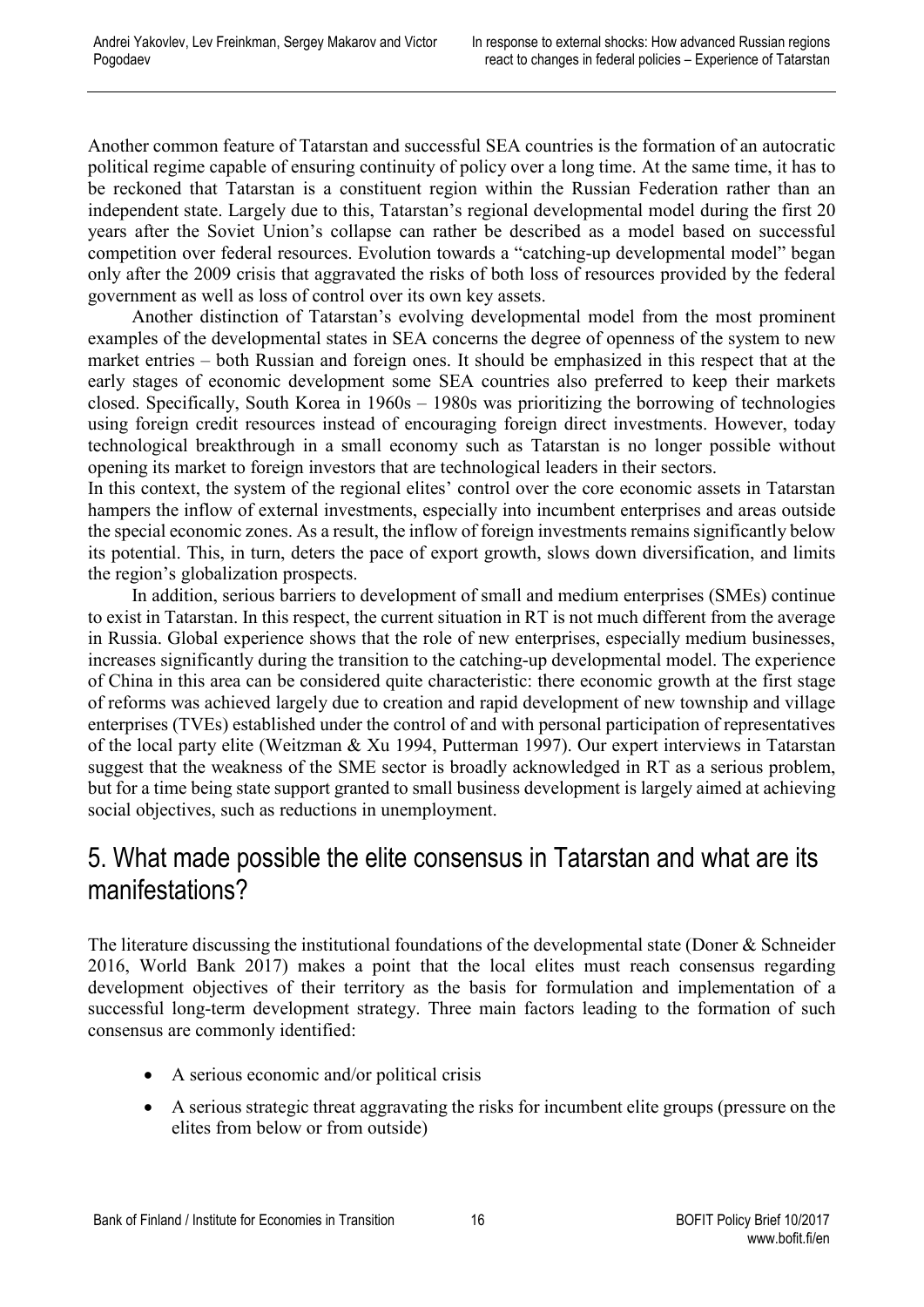Another common feature of Tatarstan and successful SEA countries is the formation of an autocratic political regime capable of ensuring continuity of policy over a long time. At the same time, it has to be reckoned that Tatarstan is a constituent region within the Russian Federation rather than an independent state. Largely due to this, Tatarstan's regional developmental model during the first 20 years after the Soviet Union's collapse can rather be described as a model based on successful competition over federal resources. Evolution towards a "catching-up developmental model" began only after the 2009 crisis that aggravated the risks of both loss of resources provided by the federal government as well as loss of control over its own key assets.

Another distinction of Tatarstan's evolving developmental model from the most prominent examples of the developmental states in SEA concerns the degree of openness of the system to new market entries – both Russian and foreign ones. It should be emphasized in this respect that at the early stages of economic development some SEA countries also preferred to keep their markets closed. Specifically, South Korea in 1960s – 1980s was prioritizing the borrowing of technologies using foreign credit resources instead of encouraging foreign direct investments. However, today technological breakthrough in a small economy such as Tatarstan is no longer possible without opening its market to foreign investors that are technological leaders in their sectors.

In this context, the system of the regional elites' control over the core economic assets in Tatarstan hampers the inflow of external investments, especially into incumbent enterprises and areas outside the special economic zones. As a result, the inflow of foreign investments remains significantly below its potential. This, in turn, deters the pace of export growth, slows down diversification, and limits the region's globalization prospects.

In addition, serious barriers to development of small and medium enterprises (SMEs) continue to exist in Tatarstan. In this respect, the current situation in RT is not much different from the average in Russia. Global experience shows that the role of new enterprises, especially medium businesses, increases significantly during the transition to the catching-up developmental model. The experience of China in this area can be considered quite characteristic: there economic growth at the first stage of reforms was achieved largely due to creation and rapid development of new township and village enterprises (TVEs) established under the control of and with personal participation of representatives of the local party elite (Weitzman & Xu 1994, Putterman 1997). Our expert interviews in Tatarstan suggest that the weakness of the SME sector is broadly acknowledged in RT as a serious problem, but for a time being state support granted to small business development is largely aimed at achieving social objectives, such as reductions in unemployment.

## 5. What made possible the elite consensus in Tatarstan and what are its manifestations?

The literature discussing the institutional foundations of the developmental state (Doner & Schneider 2016, World Bank 2017) makes a point that the local elites must reach consensus regarding development objectives of their territory as the basis for formulation and implementation of a successful long-term development strategy. Three main factors leading to the formation of such consensus are commonly identified:

- A serious economic and/or political crisis
- A serious strategic threat aggravating the risks for incumbent elite groups (pressure on the elites from below or from outside)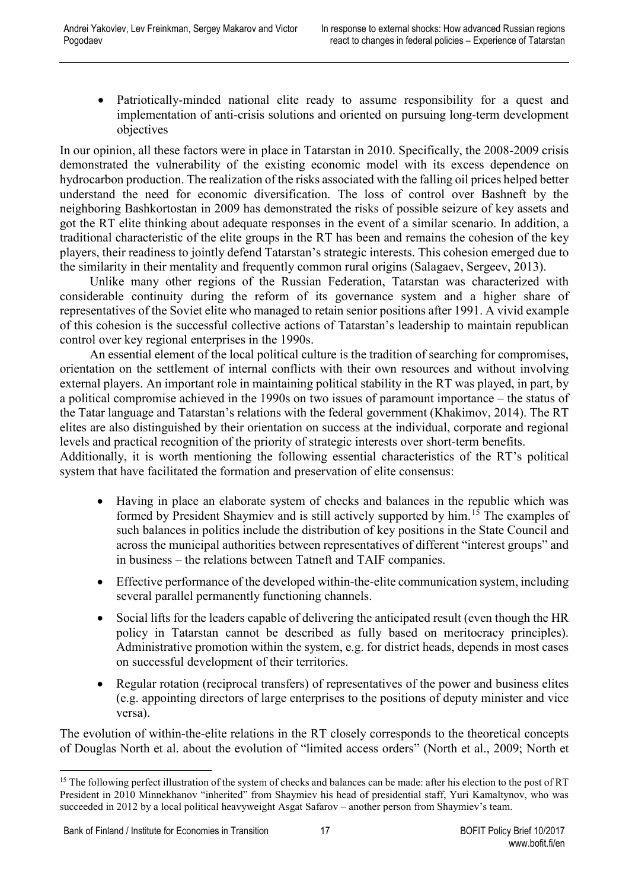- Patriotically-minded national elite ready to assume responsibility for a quest and implementation of anti-crisis solutions and oriented on pursuing long-term development objectives

In our opinion, all these factors were in place in Tatarstan in 2010. Specifically, the 2008-2009 crisis demonstrated the vulnerability of the existing economic model with its excess dependence on hydrocarbon production. The realization of the risks associated with the falling oil prices helped better understand the need for economic diversification. The loss of control over Bashneft by the neighboring Bashkortostan in 2009 has demonstrated the risks of possible seizure of key assets and got the RT elite thinking about adequate responses in the event of a similar scenario. In addition, a traditional characteristic of the elite groups in the RT has been and remains the cohesion of the key players, their readiness to jointly defend Tatarstan's strategic interests. This cohesion emerged due to the similarity in their mentality and frequently common rural origins (Salagaev, Sergeev, 2013).

Unlike many other regions of the Russian Federation, Tatarstan was characterized with considerable continuity during the reform of its governance system and a higher share of representatives of the Soviet elite who managed to retain senior positions after 1991. A vivid example of this cohesion is the successful collective actions of Tatarstan's leadership to maintain republican control over key regional enterprises in the 1990s.

An essential element of the local political culture is the tradition of searching for compromises, orientation on the settlement of internal conflicts with their own resources and without involving external players. An important role in maintaining political stability in the RT was played, in part, by a political compromise achieved in the 1990s on two issues of paramount importance – the status of the Tatar language and Tatarstan's relations with the federal government (Khakimov, 2014). The RT elites are also distinguished by their orientation on success at the individual, corporate and regional levels and practical recognition of the priority of strategic interests over short-term benefits.

Additionally, it is worth mentioning the following essential characteristics of the RT's political system that have facilitated the formation and preservation of elite consensus:

- Having in place an elaborate system of checks and balances in the republic which was formed by President Shaymiev and is still actively supported by him.[15] The examples of such balances in politics include the distribution of key positions in the State Council and across the municipal authorities between representatives of different "interest groups" and in business – the relations between Tatneft and TAIF companies.
- Effective performance of the developed within-the-elite communication system, including several parallel permanently functioning channels.
- Social lifts for the leaders capable of delivering the anticipated result (even though the HR policy in Tatarstan cannot be described as fully based on meritocracy principles). Administrative promotion within the system, e.g. for district heads, depends in most cases on successful development of their territories.
- Regular rotation (reciprocal transfers) of representatives of the power and business elites (e.g. appointing directors of large enterprises to the positions of deputy minister and vice versa).

The evolution of within-the-elite relations in the RT closely corresponds to the theoretical concepts of Douglas North et al. about the evolution of "limited access orders" (North et al., 2009; North et

[15] The following perfect illustration of the system of checks and balances can be made: after his election to the post of RT President in 2010 Minnekhanov "inherited" from Shaymiev his head of presidential staff, Yuri Kamaltynov, who was succeeded in 2012 by a local political heavyweight Asgat Safarov – another person from Shaymiev's team.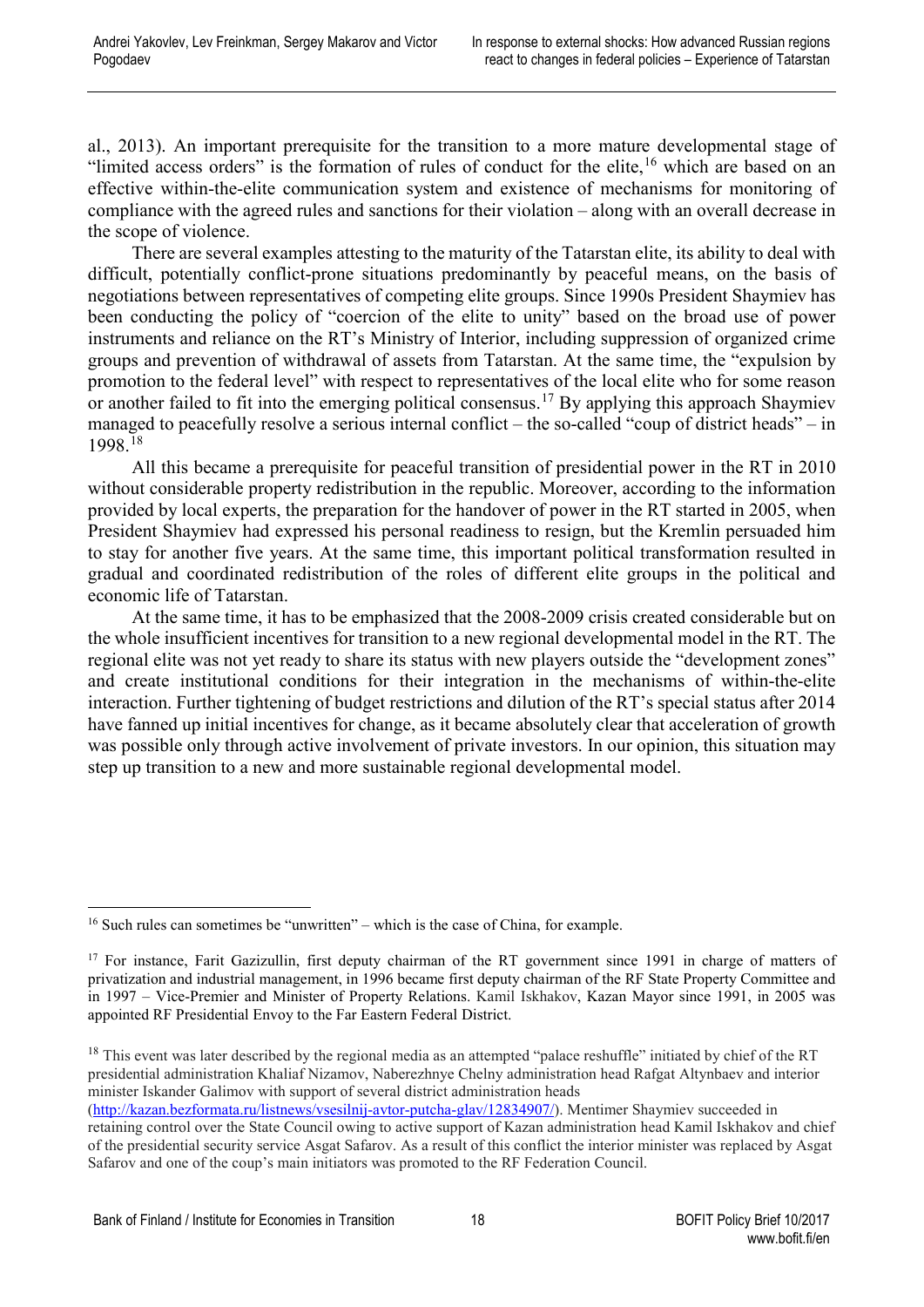al., 2013). An important prerequisite for the transition to a more mature developmental stage of "limited access orders" is the formation of rules of conduct for the elite,[16] which are based on an effective within-the-elite communication system and existence of mechanisms for monitoring of compliance with the agreed rules and sanctions for their violation – along with an overall decrease in the scope of violence.

There are several examples attesting to the maturity of the Tatarstan elite, its ability to deal with difficult, potentially conflict-prone situations predominantly by peaceful means, on the basis of negotiations between representatives of competing elite groups. Since 1990s President Shaymiev has been conducting the policy of "coercion of the elite to unity" based on the broad use of power instruments and reliance on the RT's Ministry of Interior, including suppression of organized crime groups and prevention of withdrawal of assets from Tatarstan. At the same time, the "expulsion by promotion to the federal level" with respect to representatives of the local elite who for some reason or another failed to fit into the emerging political consensus.[17] By applying this approach Shaymiev managed to peacefully resolve a serious internal conflict – the so-called "coup of district heads" – in 1998.[18]

All this became a prerequisite for peaceful transition of presidential power in the RT in 2010 without considerable property redistribution in the republic. Moreover, according to the information provided by local experts, the preparation for the handover of power in the RT started in 2005, when President Shaymiev had expressed his personal readiness to resign, but the Kremlin persuaded him to stay for another five years. At the same time, this important political transformation resulted in gradual and coordinated redistribution of the roles of different elite groups in the political and economic life of Tatarstan.

At the same time, it has to be emphasized that the 2008-2009 crisis created considerable but on the whole insufficient incentives for transition to a new regional developmental model in the RT. The regional elite was not yet ready to share its status with new players outside the "development zones" and create institutional conditions for their integration in the mechanisms of within-the-elite interaction. Further tightening of budget restrictions and dilution of the RT's special status after 2014 have fanned up initial incentives for change, as it became absolutely clear that acceleration of growth was possible only through active involvement of private investors. In our opinion, this situation may step up transition to a new and more sustainable regional developmental model.

---

[16] Such rules can sometimes be "unwritten" – which is the case of China, for example.

[17] For instance, Farit Gazizullin, first deputy chairman of the RT government since 1991 in charge of matters of privatization and industrial management, in 1996 became first deputy chairman of the RF State Property Committee and in 1997 – Vice-Premier and Minister of Property Relations. Kamil Iskhakov, Kazan Mayor since 1991, in 2005 was appointed RF Presidential Envoy to the Far Eastern Federal District.

[18] This event was later described by the regional media as an attempted "palace reshuffle" initiated by chief of the RT presidential administration Khaliaf Nizamov, Naberezhnye Chelny administration head Rafgat Altynbaev and interior minister Iskander Galimov with support of several district administration heads (http://kazan.bezformata.ru/listnews/vsesilnij-avtor-putcha-glav/12834907/). Mentimer Shaymiev succeeded in retaining control over the State Council owing to active support of Kazan administration head Kamil Iskhakov and chief of the presidential security service Asgat Safarov. As a result of this conflict the interior minister was replaced by Asgat Safarov and one of the coup's main initiators was promoted to the RF Federation Council.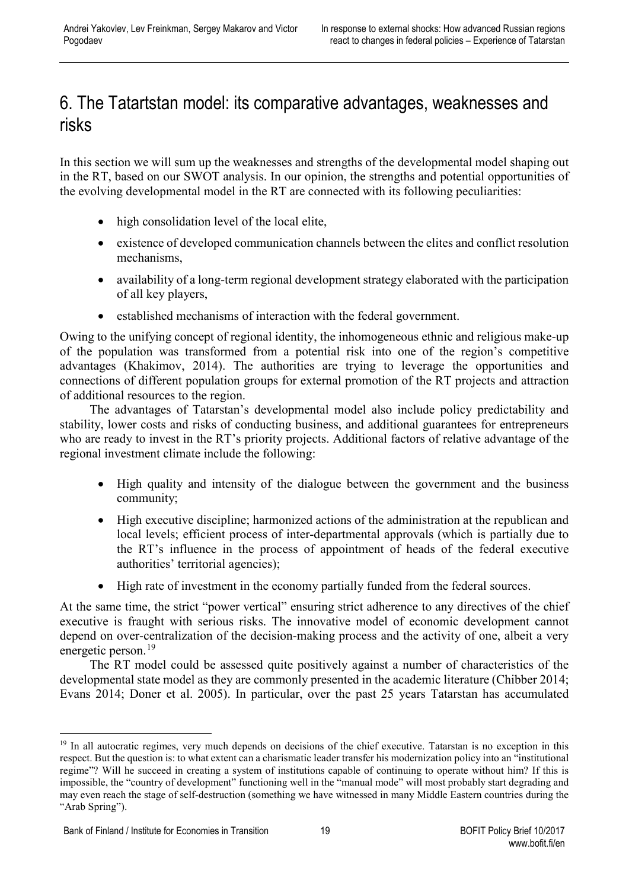# 6. The Tatartstan model: its comparative advantages, weaknesses and risks

In this section we will sum up the weaknesses and strengths of the developmental model shaping out in the RT, based on our SWOT analysis. In our opinion, the strengths and potential opportunities of the evolving developmental model in the RT are connected with its following peculiarities:

- high consolidation level of the local elite,
- existence of developed communication channels between the elites and conflict resolution mechanisms,
- availability of a long-term regional development strategy elaborated with the participation of all key players,
- established mechanisms of interaction with the federal government.

Owing to the unifying concept of regional identity, the inhomogeneous ethnic and religious make-up of the population was transformed from a potential risk into one of the region's competitive advantages (Khakimov, 2014). The authorities are trying to leverage the opportunities and connections of different population groups for external promotion of the RT projects and attraction of additional resources to the region.

The advantages of Tatarstan's developmental model also include policy predictability and stability, lower costs and risks of conducting business, and additional guarantees for entrepreneurs who are ready to invest in the RT's priority projects. Additional factors of relative advantage of the regional investment climate include the following:

- High quality and intensity of the dialogue between the government and the business community;
- High executive discipline; harmonized actions of the administration at the republican and local levels; efficient process of inter-departmental approvals (which is partially due to the RT's influence in the process of appointment of heads of the federal executive authorities' territorial agencies);
- High rate of investment in the economy partially funded from the federal sources.

At the same time, the strict "power vertical" ensuring strict adherence to any directives of the chief executive is fraught with serious risks. The innovative model of economic development cannot depend on over-centralization of the decision-making process and the activity of one, albeit a very energetic person.[19]

The RT model could be assessed quite positively against a number of characteristics of the developmental state model as they are commonly presented in the academic literature (Chibber 2014; Evans 2014; Doner et al. 2005). In particular, over the past 25 years Tatarstan has accumulated

[19] In all autocratic regimes, very much depends on decisions of the chief executive. Tatarstan is no exception in this respect. But the question is: to what extent can a charismatic leader transfer his modernization policy into an "institutional regime"? Will he succeed in creating a system of institutions capable of continuing to operate without him? If this is impossible, the "country of development" functioning well in the "manual mode" will most probably start degrading and may even reach the stage of self-destruction (something we have witnessed in many Middle Eastern countries during the "Arab Spring").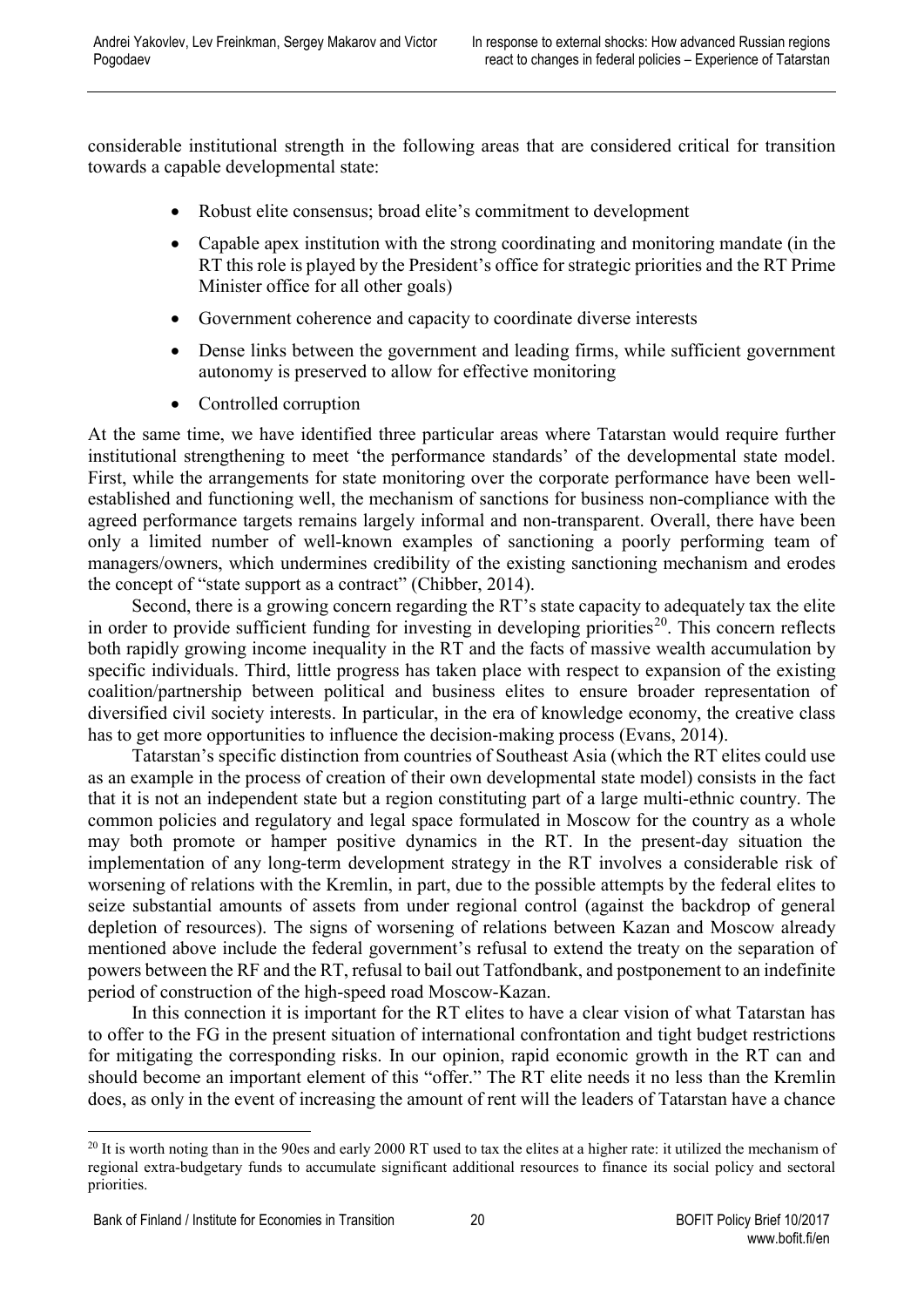considerable institutional strength in the following areas that are considered critical for transition towards a capable developmental state:

- Robust elite consensus; broad elite's commitment to development
- Capable apex institution with the strong coordinating and monitoring mandate (in the RT this role is played by the President's office for strategic priorities and the RT Prime Minister office for all other goals)
- Government coherence and capacity to coordinate diverse interests
- Dense links between the government and leading firms, while sufficient government autonomy is preserved to allow for effective monitoring
- Controlled corruption

At the same time, we have identified three particular areas where Tatarstan would require further institutional strengthening to meet 'the performance standards' of the developmental state model. First, while the arrangements for state monitoring over the corporate performance have been well-established and functioning well, the mechanism of sanctions for business non-compliance with the agreed performance targets remains largely informal and non-transparent. Overall, there have been only a limited number of well-known examples of sanctioning a poorly performing team of managers/owners, which undermines credibility of the existing sanctioning mechanism and erodes the concept of "state support as a contract" (Chibber, 2014).

Second, there is a growing concern regarding the RT's state capacity to adequately tax the elite in order to provide sufficient funding for investing in developing priorities[20]. This concern reflects both rapidly growing income inequality in the RT and the facts of massive wealth accumulation by specific individuals. Third, little progress has taken place with respect to expansion of the existing coalition/partnership between political and business elites to ensure broader representation of diversified civil society interests. In particular, in the era of knowledge economy, the creative class has to get more opportunities to influence the decision-making process (Evans, 2014).

Tatarstan's specific distinction from countries of Southeast Asia (which the RT elites could use as an example in the process of creation of their own developmental state model) consists in the fact that it is not an independent state but a region constituting part of a large multi-ethnic country. The common policies and regulatory and legal space formulated in Moscow for the country as a whole may both promote or hamper positive dynamics in the RT. In the present-day situation the implementation of any long-term development strategy in the RT involves a considerable risk of worsening of relations with the Kremlin, in part, due to the possible attempts by the federal elites to seize substantial amounts of assets from under regional control (against the backdrop of general depletion of resources). The signs of worsening of relations between Kazan and Moscow already mentioned above include the federal government's refusal to extend the treaty on the separation of powers between the RF and the RT, refusal to bail out Tatfondbank, and postponement to an indefinite period of construction of the high-speed road Moscow-Kazan.

In this connection it is important for the RT elites to have a clear vision of what Tatarstan has to offer to the FG in the present situation of international confrontation and tight budget restrictions for mitigating the corresponding risks. In our opinion, rapid economic growth in the RT can and should become an important element of this "offer." The RT elite needs it no less than the Kremlin does, as only in the event of increasing the amount of rent will the leaders of Tatarstan have a chance

[20] It is worth noting than in the 90es and early 2000 RT used to tax the elites at a higher rate: it utilized the mechanism of regional extra-budgetary funds to accumulate significant additional resources to finance its social policy and sectoral priorities.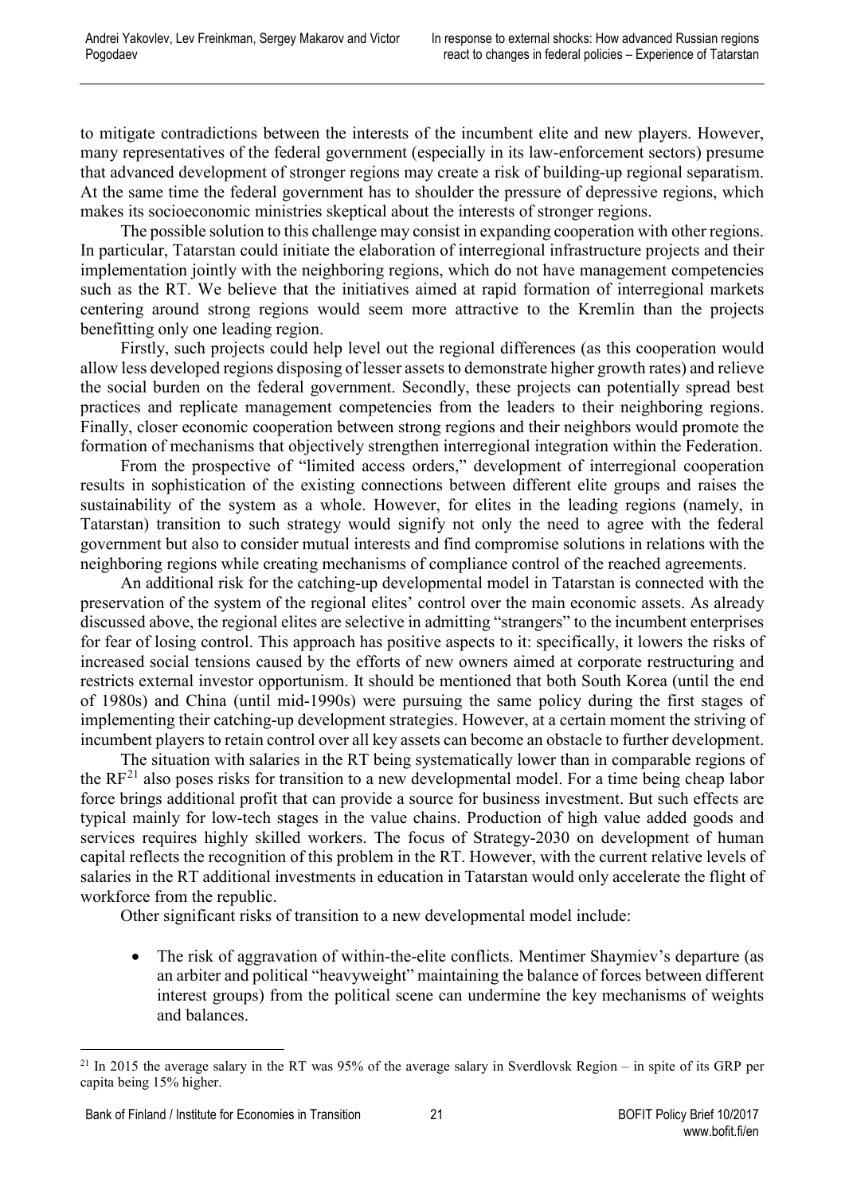to mitigate contradictions between the interests of the incumbent elite and new players. However, many representatives of the federal government (especially in its law-enforcement sectors) presume that advanced development of stronger regions may create a risk of building-up regional separatism. At the same time the federal government has to shoulder the pressure of depressive regions, which makes its socioeconomic ministries skeptical about the interests of stronger regions.

The possible solution to this challenge may consist in expanding cooperation with other regions. In particular, Tatarstan could initiate the elaboration of interregional infrastructure projects and their implementation jointly with the neighboring regions, which do not have management competencies such as the RT. We believe that the initiatives aimed at rapid formation of interregional markets centering around strong regions would seem more attractive to the Kremlin than the projects benefitting only one leading region.

Firstly, such projects could help level out the regional differences (as this cooperation would allow less developed regions disposing of lesser assets to demonstrate higher growth rates) and relieve the social burden on the federal government. Secondly, these projects can potentially spread best practices and replicate management competencies from the leaders to their neighboring regions. Finally, closer economic cooperation between strong regions and their neighbors would promote the formation of mechanisms that objectively strengthen interregional integration within the Federation.

From the prospective of "limited access orders," development of interregional cooperation results in sophistication of the existing connections between different elite groups and raises the sustainability of the system as a whole. However, for elites in the leading regions (namely, in Tatarstan) transition to such strategy would signify not only the need to agree with the federal government but also to consider mutual interests and find compromise solutions in relations with the neighboring regions while creating mechanisms of compliance control of the reached agreements.

An additional risk for the catching-up developmental model in Tatarstan is connected with the preservation of the system of the regional elites' control over the main economic assets. As already discussed above, the regional elites are selective in admitting "strangers" to the incumbent enterprises for fear of losing control. This approach has positive aspects to it: specifically, it lowers the risks of increased social tensions caused by the efforts of new owners aimed at corporate restructuring and restricts external investor opportunism. It should be mentioned that both South Korea (until the end of 1980s) and China (until mid-1990s) were pursuing the same policy during the first stages of implementing their catching-up development strategies. However, at a certain moment the striving of incumbent players to retain control over all key assets can become an obstacle to further development.

The situation with salaries in the RT being systematically lower than in comparable regions of the RF[21] also poses risks for transition to a new developmental model. For a time being cheap labor force brings additional profit that can provide a source for business investment. But such effects are typical mainly for low-tech stages in the value chains. Production of high value added goods and services requires highly skilled workers. The focus of Strategy-2030 on development of human capital reflects the recognition of this problem in the RT. However, with the current relative levels of salaries in the RT additional investments in education in Tatarstan would only accelerate the flight of workforce from the republic.

Other significant risks of transition to a new developmental model include:

- The risk of aggravation of within-the-elite conflicts. Mentimer Shaymiev's departure (as an arbiter and political "heavyweight" maintaining the balance of forces between different interest groups) from the political scene can undermine the key mechanisms of weights and balances.

[21] In 2015 the average salary in the RT was 95% of the average salary in Sverdlovsk Region – in spite of its GRP per capita being 15% higher.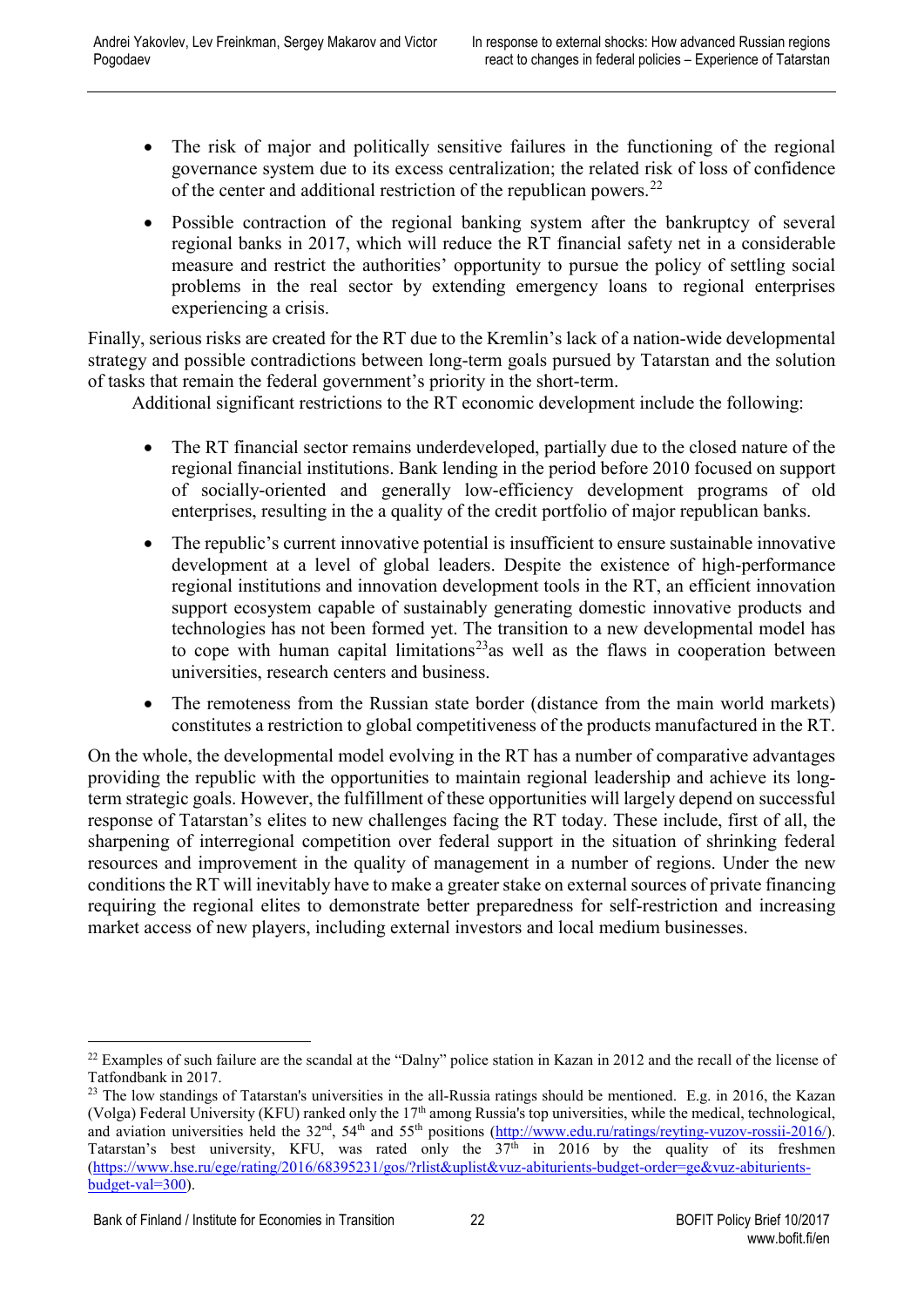- The risk of major and politically sensitive failures in the functioning of the regional governance system due to its excess centralization; the related risk of loss of confidence of the center and additional restriction of the republican powers.[22]
- Possible contraction of the regional banking system after the bankruptcy of several regional banks in 2017, which will reduce the RT financial safety net in a considerable measure and restrict the authorities' opportunity to pursue the policy of settling social problems in the real sector by extending emergency loans to regional enterprises experiencing a crisis.

Finally, serious risks are created for the RT due to the Kremlin's lack of a nation-wide developmental strategy and possible contradictions between long-term goals pursued by Tatarstan and the solution of tasks that remain the federal government's priority in the short-term.

Additional significant restrictions to the RT economic development include the following:

- The RT financial sector remains underdeveloped, partially due to the closed nature of the regional financial institutions. Bank lending in the period before 2010 focused on support of socially-oriented and generally low-efficiency development programs of old enterprises, resulting in the a quality of the credit portfolio of major republican banks.
- The republic's current innovative potential is insufficient to ensure sustainable innovative development at a level of global leaders. Despite the existence of high-performance regional institutions and innovation development tools in the RT, an efficient innovation support ecosystem capable of sustainably generating domestic innovative products and technologies has not been formed yet. The transition to a new developmental model has to cope with human capital limitations[23]as well as the flaws in cooperation between universities, research centers and business.
- The remoteness from the Russian state border (distance from the main world markets) constitutes a restriction to global competitiveness of the products manufactured in the RT.

On the whole, the developmental model evolving in the RT has a number of comparative advantages providing the republic with the opportunities to maintain regional leadership and achieve its long-term strategic goals. However, the fulfillment of these opportunities will largely depend on successful response of Tatarstan's elites to new challenges facing the RT today. These include, first of all, the sharpening of interregional competition over federal support in the situation of shrinking federal resources and improvement in the quality of management in a number of regions. Under the new conditions the RT will inevitably have to make a greater stake on external sources of private financing requiring the regional elites to demonstrate better preparedness for self-restriction and increasing market access of new players, including external investors and local medium businesses.

---

[22] Examples of such failure are the scandal at the "Dalny" police station in Kazan in 2012 and the recall of the license of Tatfondbank in 2017.

[23] The low standings of Tatarstan's universities in the all-Russia ratings should be mentioned. E.g. in 2016, the Kazan (Volga) Federal University (KFU) ranked only the 17th among Russia's top universities, while the medical, technological, and aviation universities held the 32nd, 54th and 55th positions (http://www.edu.ru/ratings/reyting-vuzov-rossii-2016/). Tatarstan's best university, KFU, was rated only the 37th in 2016 by the quality of its freshmen (https://www.hse.ru/ege/rating/2016/68395231/gos/?rlist&uplist&vuz-abiturients-budget-order=ge&vuz-abiturients-budget-val=300).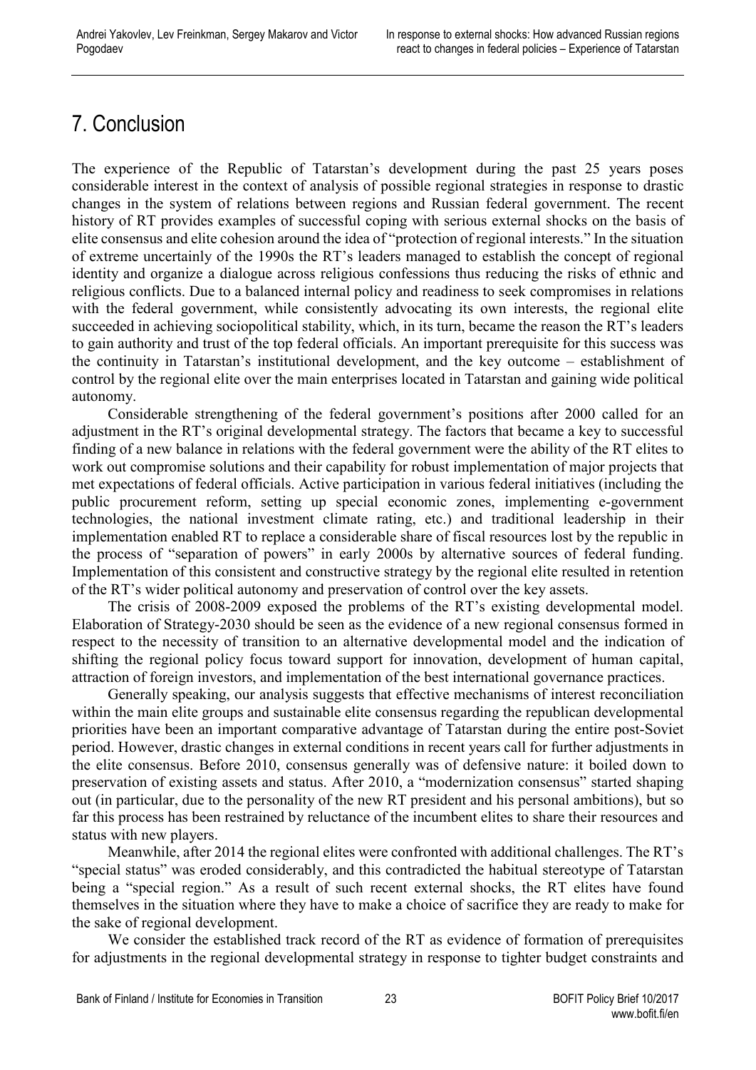# 7. Conclusion

The experience of the Republic of Tatarstan's development during the past 25 years poses considerable interest in the context of analysis of possible regional strategies in response to drastic changes in the system of relations between regions and Russian federal government. The recent history of RT provides examples of successful coping with serious external shocks on the basis of elite consensus and elite cohesion around the idea of "protection of regional interests." In the situation of extreme uncertainly of the 1990s the RT's leaders managed to establish the concept of regional identity and organize a dialogue across religious confessions thus reducing the risks of ethnic and religious conflicts. Due to a balanced internal policy and readiness to seek compromises in relations with the federal government, while consistently advocating its own interests, the regional elite succeeded in achieving sociopolitical stability, which, in its turn, became the reason the RT's leaders to gain authority and trust of the top federal officials. An important prerequisite for this success was the continuity in Tatarstan's institutional development, and the key outcome – establishment of control by the regional elite over the main enterprises located in Tatarstan and gaining wide political autonomy.

Considerable strengthening of the federal government's positions after 2000 called for an adjustment in the RT's original developmental strategy. The factors that became a key to successful finding of a new balance in relations with the federal government were the ability of the RT elites to work out compromise solutions and their capability for robust implementation of major projects that met expectations of federal officials. Active participation in various federal initiatives (including the public procurement reform, setting up special economic zones, implementing e-government technologies, the national investment climate rating, etc.) and traditional leadership in their implementation enabled RT to replace a considerable share of fiscal resources lost by the republic in the process of "separation of powers" in early 2000s by alternative sources of federal funding. Implementation of this consistent and constructive strategy by the regional elite resulted in retention of the RT's wider political autonomy and preservation of control over the key assets.

The crisis of 2008-2009 exposed the problems of the RT's existing developmental model. Elaboration of Strategy-2030 should be seen as the evidence of a new regional consensus formed in respect to the necessity of transition to an alternative developmental model and the indication of shifting the regional policy focus toward support for innovation, development of human capital, attraction of foreign investors, and implementation of the best international governance practices.

Generally speaking, our analysis suggests that effective mechanisms of interest reconciliation within the main elite groups and sustainable elite consensus regarding the republican developmental priorities have been an important comparative advantage of Tatarstan during the entire post-Soviet period. However, drastic changes in external conditions in recent years call for further adjustments in the elite consensus. Before 2010, consensus generally was of defensive nature: it boiled down to preservation of existing assets and status. After 2010, a "modernization consensus" started shaping out (in particular, due to the personality of the new RT president and his personal ambitions), but so far this process has been restrained by reluctance of the incumbent elites to share their resources and status with new players.

Meanwhile, after 2014 the regional elites were confronted with additional challenges. The RT's "special status" was eroded considerably, and this contradicted the habitual stereotype of Tatarstan being a "special region." As a result of such recent external shocks, the RT elites have found themselves in the situation where they have to make a choice of sacrifice they are ready to make for the sake of regional development.

We consider the established track record of the RT as evidence of formation of prerequisites for adjustments in the regional developmental strategy in response to tighter budget constraints and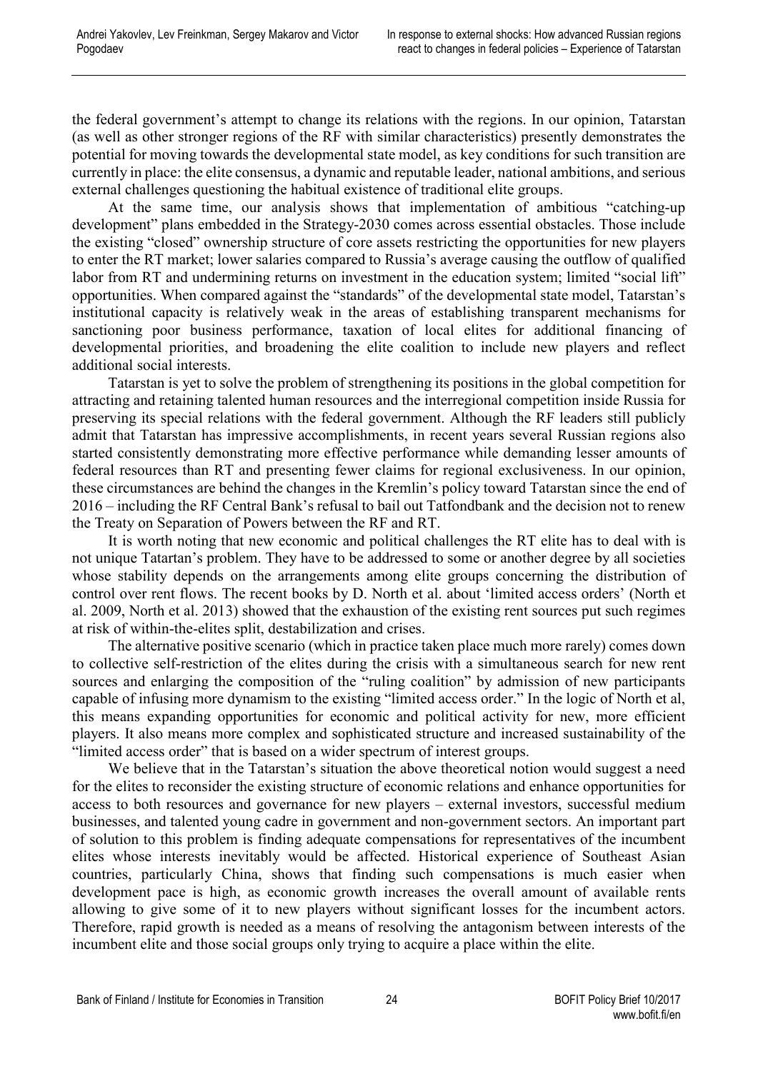the federal government's attempt to change its relations with the regions. In our opinion, Tatarstan (as well as other stronger regions of the RF with similar characteristics) presently demonstrates the potential for moving towards the developmental state model, as key conditions for such transition are currently in place: the elite consensus, a dynamic and reputable leader, national ambitions, and serious external challenges questioning the habitual existence of traditional elite groups.

At the same time, our analysis shows that implementation of ambitious "catching-up development" plans embedded in the Strategy-2030 comes across essential obstacles. Those include the existing "closed" ownership structure of core assets restricting the opportunities for new players to enter the RT market; lower salaries compared to Russia's average causing the outflow of qualified labor from RT and undermining returns on investment in the education system; limited "social lift" opportunities. When compared against the "standards" of the developmental state model, Tatarstan's institutional capacity is relatively weak in the areas of establishing transparent mechanisms for sanctioning poor business performance, taxation of local elites for additional financing of developmental priorities, and broadening the elite coalition to include new players and reflect additional social interests.

Tatarstan is yet to solve the problem of strengthening its positions in the global competition for attracting and retaining talented human resources and the interregional competition inside Russia for preserving its special relations with the federal government. Although the RF leaders still publicly admit that Tatarstan has impressive accomplishments, in recent years several Russian regions also started consistently demonstrating more effective performance while demanding lesser amounts of federal resources than RT and presenting fewer claims for regional exclusiveness. In our opinion, these circumstances are behind the changes in the Kremlin's policy toward Tatarstan since the end of 2016 – including the RF Central Bank's refusal to bail out Tatfondbank and the decision not to renew the Treaty on Separation of Powers between the RF and RT.

It is worth noting that new economic and political challenges the RT elite has to deal with is not unique Tatartan's problem. They have to be addressed to some or another degree by all societies whose stability depends on the arrangements among elite groups concerning the distribution of control over rent flows. The recent books by D. North et al. about 'limited access orders' (North et al. 2009, North et al. 2013) showed that the exhaustion of the existing rent sources put such regimes at risk of within-the-elites split, destabilization and crises.

The alternative positive scenario (which in practice take place much more rarely) comes down to collective self-restriction of the elites during the crisis with a simultaneous search for new rent sources and enlarging the composition of the "ruling coalition" by admission of new participants capable of infusing more dynamism to the existing "limited access order." In the logic of North et al, this means expanding opportunities for economic and political activity for new, more efficient players. It also means more complex and sophisticated structure and increased sustainability of the "limited access order" that is based on a wider spectrum of interest groups.

We believe that in the Tatarstan's situation the above theoretical notion would suggest a need for the elites to reconsider the existing structure of economic relations and enhance opportunities for access to both resources and governance for new players – external investors, successful medium businesses, and talented young cadre in government and non-government sectors. An important part of solution to this problem is finding adequate compensations for representatives of the incumbent elites whose interests inevitably would be affected. Historical experience of Southeast Asian countries, particularly China, shows that finding such compensations is much easier when development pace is high, as economic growth increases the overall amount of available rents allowing to give some of it to new players without significant losses for the incumbent actors. Therefore, rapid growth is needed as a means of resolving the antagonism between interests of the incumbent elite and those social groups only trying to acquire a place within the elite.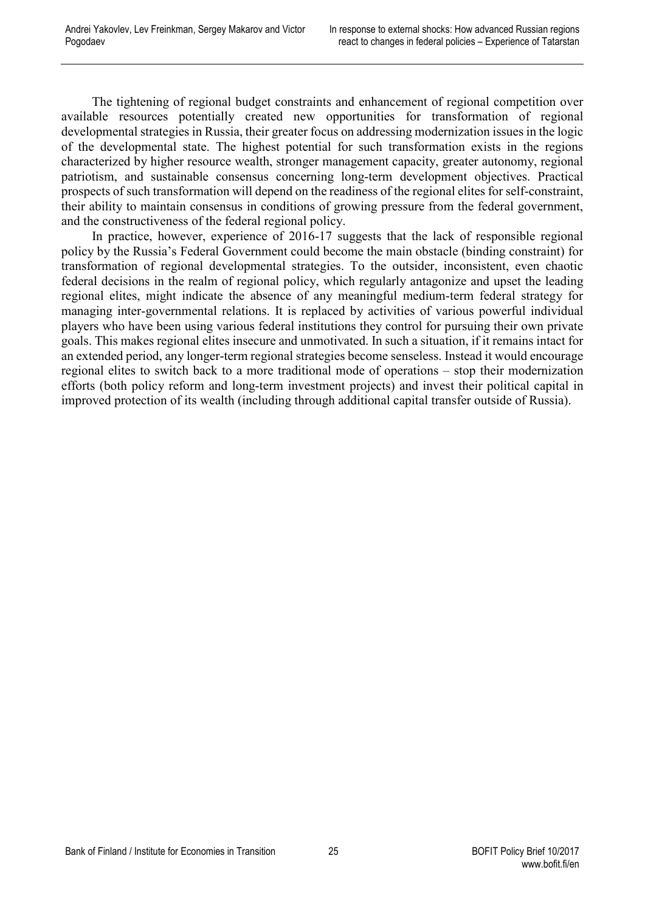The tightening of regional budget constraints and enhancement of regional competition over available resources potentially created new opportunities for transformation of regional developmental strategies in Russia, their greater focus on addressing modernization issues in the logic of the developmental state. The highest potential for such transformation exists in the regions characterized by higher resource wealth, stronger management capacity, greater autonomy, regional patriotism, and sustainable consensus concerning long-term development objectives. Practical prospects of such transformation will depend on the readiness of the regional elites for self-constraint, their ability to maintain consensus in conditions of growing pressure from the federal government, and the constructiveness of the federal regional policy.

In practice, however, experience of 2016-17 suggests that the lack of responsible regional policy by the Russia's Federal Government could become the main obstacle (binding constraint) for transformation of regional developmental strategies. To the outsider, inconsistent, even chaotic federal decisions in the realm of regional policy, which regularly antagonize and upset the leading regional elites, might indicate the absence of any meaningful medium-term federal strategy for managing inter-governmental relations. It is replaced by activities of various powerful individual players who have been using various federal institutions they control for pursuing their own private goals. This makes regional elites insecure and unmotivated. In such a situation, if it remains intact for an extended period, any longer-term regional strategies become senseless. Instead it would encourage regional elites to switch back to a more traditional mode of operations – stop their modernization efforts (both policy reform and long-term investment projects) and invest their political capital in improved protection of its wealth (including through additional capital transfer outside of Russia).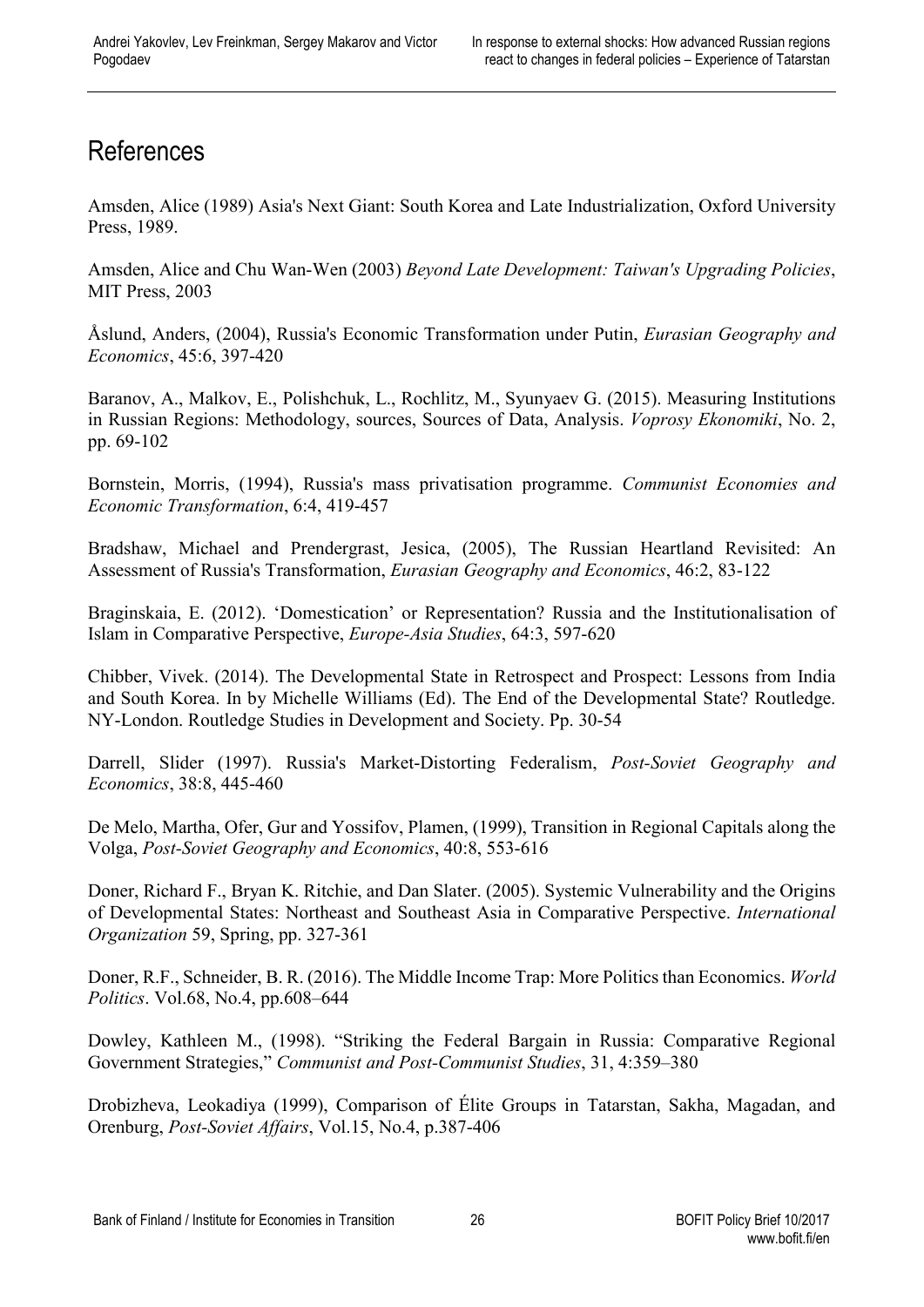# References

Amsden, Alice (1989) Asia's Next Giant: South Korea and Late Industrialization, Oxford University Press, 1989.

Amsden, Alice and Chu Wan-Wen (2003) *Beyond Late Development: Taiwan's Upgrading Policies*, MIT Press, 2003

Åslund, Anders, (2004), Russia's Economic Transformation under Putin, *Eurasian Geography and Economics*, 45:6, 397-420

Baranov, A., Malkov, E., Polishchuk, L., Rochlitz, M., Syunyaev G. (2015). Measuring Institutions in Russian Regions: Methodology, sources, Sources of Data, Analysis. *Voprosy Ekonomiki*, No. 2, pp. 69-102

Bornstein, Morris, (1994), Russia's mass privatisation programme. *Communist Economies and Economic Transformation*, 6:4, 419-457

Bradshaw, Michael and Prendergrast, Jesica, (2005), The Russian Heartland Revisited: An Assessment of Russia's Transformation, *Eurasian Geography and Economics*, 46:2, 83-122

Braginskaia, E. (2012). 'Domestication' or Representation? Russia and the Institutionalisation of Islam in Comparative Perspective, *Europe-Asia Studies*, 64:3, 597-620

Chibber, Vivek. (2014). The Developmental State in Retrospect and Prospect: Lessons from India and South Korea. In by Michelle Williams (Ed). The End of the Developmental State? Routledge. NY-London. Routledge Studies in Development and Society. Pp. 30-54

Darrell, Slider (1997). Russia's Market-Distorting Federalism, *Post-Soviet Geography and Economics*, 38:8, 445-460

De Melo, Martha, Ofer, Gur and Yossifov, Plamen, (1999), Transition in Regional Capitals along the Volga, *Post-Soviet Geography and Economics*, 40:8, 553-616

Doner, Richard F., Bryan K. Ritchie, and Dan Slater. (2005). Systemic Vulnerability and the Origins of Developmental States: Northeast and Southeast Asia in Comparative Perspective. *International Organization* 59, Spring, pp. 327-361

Doner, R.F., Schneider, B. R. (2016). The Middle Income Trap: More Politics than Economics. *World Politics*. Vol.68, No.4, pp.608–644

Dowley, Kathleen M., (1998). "Striking the Federal Bargain in Russia: Comparative Regional Government Strategies," *Communist and Post-Communist Studies*, 31, 4:359–380

Drobizheva, Leokadiya (1999), Comparison of Élite Groups in Tatarstan, Sakha, Magadan, and Orenburg, *Post-Soviet Affairs*, Vol.15, No.4, p.387-406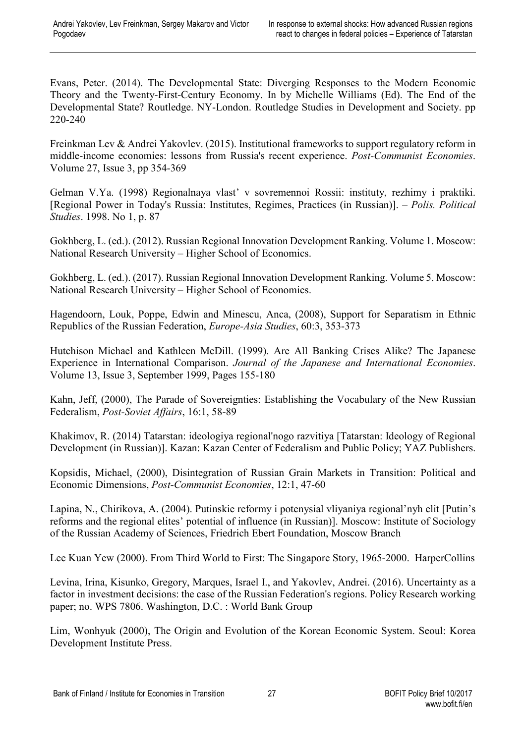Evans, Peter. (2014). The Developmental State: Diverging Responses to the Modern Economic Theory and the Twenty-First-Century Economy. In by Michelle Williams (Ed). The End of the Developmental State? Routledge. NY-London. Routledge Studies in Development and Society. pp 220-240

Freinkman Lev & Andrei Yakovlev. (2015). Institutional frameworks to support regulatory reform in middle-income economies: lessons from Russia's recent experience. *Post-Communist Economies*. Volume 27, Issue 3, pp 354-369

Gelman V.Ya. (1998) Regionalnaya vlast' v sovremennoi Rossii: instituty, rezhimy i praktiki. [Regional Power in Today's Russia: Institutes, Regimes, Practices (in Russian)]. – *Polis. Political Studies*. 1998. No 1, p. 87

Gokhberg, L. (ed.). (2012). Russian Regional Innovation Development Ranking. Volume 1. Moscow: National Research University – Higher School of Economics.

Gokhberg, L. (ed.). (2017). Russian Regional Innovation Development Ranking. Volume 5. Moscow: National Research University – Higher School of Economics.

Hagendoorn, Louk, Poppe, Edwin and Minescu, Anca, (2008), Support for Separatism in Ethnic Republics of the Russian Federation, *Europe-Asia Studies*, 60:3, 353-373

Hutchison Michael and Kathleen McDill. (1999). Are All Banking Crises Alike? The Japanese Experience in International Comparison. *Journal of the Japanese and International Economies*. Volume 13, Issue 3, September 1999, Pages 155-180

Kahn, Jeff, (2000), The Parade of Sovereignties: Establishing the Vocabulary of the New Russian Federalism, *Post-Soviet Affairs*, 16:1, 58-89

Khakimov, R. (2014) Tatarstan: ideologiya regional'nogo razvitiya [Tatarstan: Ideology of Regional Development (in Russian)]. Kazan: Kazan Center of Federalism and Public Policy; YAZ Publishers.

Kopsidis, Michael, (2000), Disintegration of Russian Grain Markets in Transition: Political and Economic Dimensions, *Post-Communist Economies*, 12:1, 47-60

Lapina, N., Chirikova, A. (2004). Putinskie reformy i potenysial vliyaniya regional'nyh elit [Putin's reforms and the regional elites' potential of influence (in Russian)]. Moscow: Institute of Sociology of the Russian Academy of Sciences, Friedrich Ebert Foundation, Moscow Branch

Lee Kuan Yew (2000). From Third World to First: The Singapore Story, 1965-2000. HarperCollins

Levina, Irina, Kisunko, Gregory, Marques, Israel I., and Yakovlev, Andrei. (2016). Uncertainty as a factor in investment decisions: the case of the Russian Federation's regions. Policy Research working paper; no. WPS 7806. Washington, D.C. : World Bank Group

Lim, Wonhyuk (2000), The Origin and Evolution of the Korean Economic System. Seoul: Korea Development Institute Press.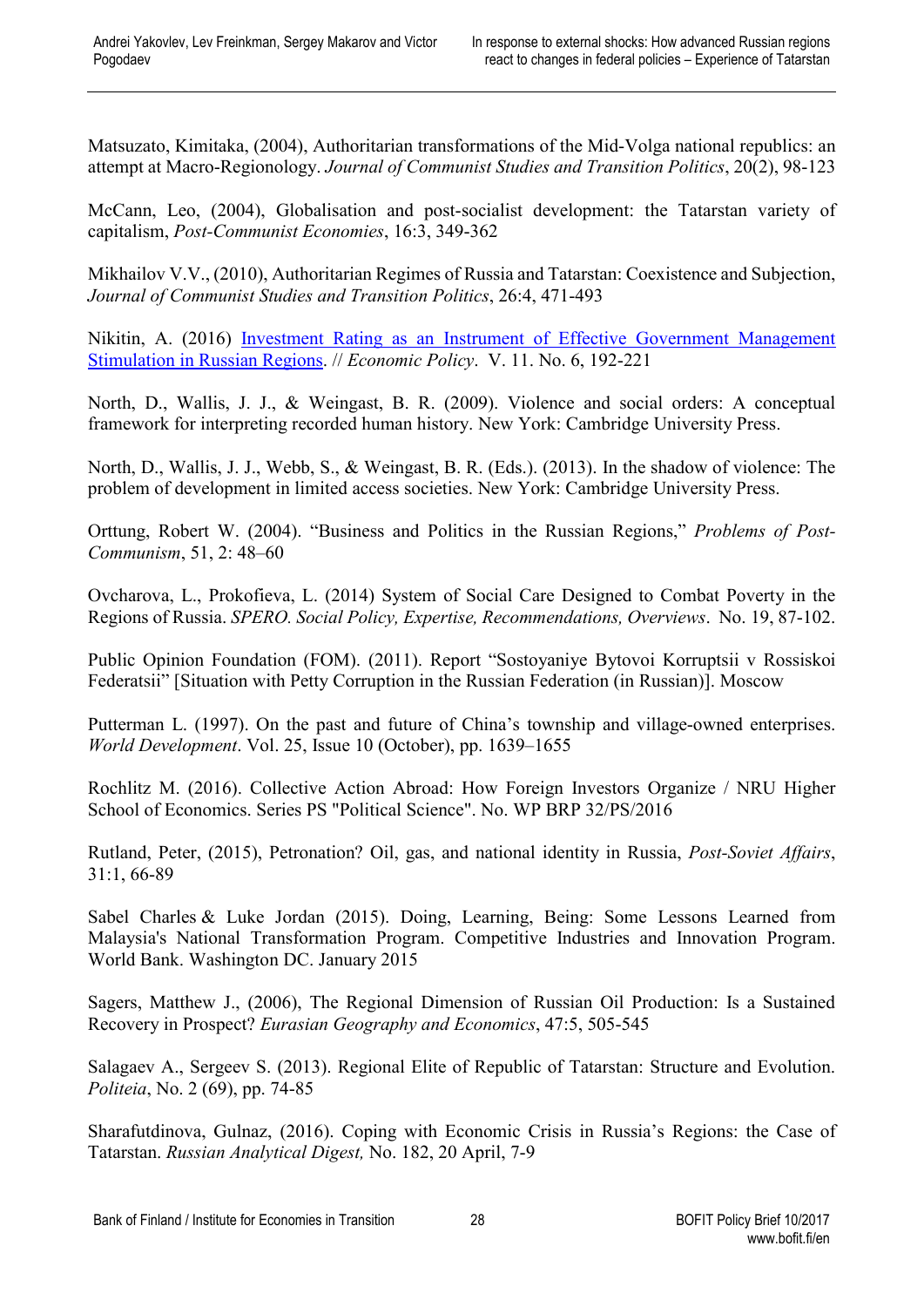Matsuzato, Kimitaka, (2004), Authoritarian transformations of the Mid-Volga national republics: an attempt at Macro-Regionology. *Journal of Communist Studies and Transition Politics*, 20(2), 98-123

McCann, Leo, (2004), Globalisation and post-socialist development: the Tatarstan variety of capitalism, *Post-Communist Economies*, 16:3, 349-362

Mikhailov V.V., (2010), Authoritarian Regimes of Russia and Tatarstan: Coexistence and Subjection, *Journal of Communist Studies and Transition Politics*, 26:4, 471-493

Nikitin, A. (2016) Investment Rating as an Instrument of Effective Government Management Stimulation in Russian Regions. // *Economic Policy*. V. 11. No. 6, 192-221

North, D., Wallis, J. J., & Weingast, B. R. (2009). Violence and social orders: A conceptual framework for interpreting recorded human history. New York: Cambridge University Press.

North, D., Wallis, J. J., Webb, S., & Weingast, B. R. (Eds.). (2013). In the shadow of violence: The problem of development in limited access societies. New York: Cambridge University Press.

Orttung, Robert W. (2004). "Business and Politics in the Russian Regions," *Problems of Post-Communism*, 51, 2: 48–60

Ovcharova, L., Prokofieva, L. (2014) System of Social Care Designed to Combat Poverty in the Regions of Russia. *SPERO. Social Policy, Expertise, Recommendations, Overviews*. No. 19, 87-102.

Public Opinion Foundation (FOM). (2011). Report "Sostoyaniye Bytovoi Korruptsii v Rossiskoi Federatsii" [Situation with Petty Corruption in the Russian Federation (in Russian)]. Moscow

Putterman L. (1997). On the past and future of China's township and village-owned enterprises. *World Development*. Vol. 25, Issue 10 (October), pp. 1639–1655

Rochlitz M. (2016). Collective Action Abroad: How Foreign Investors Organize / NRU Higher School of Economics. Series PS "Political Science". No. WP BRP 32/PS/2016

Rutland, Peter, (2015), Petronation? Oil, gas, and national identity in Russia, *Post-Soviet Affairs*, 31:1, 66-89

Sabel Charles & Luke Jordan (2015). Doing, Learning, Being: Some Lessons Learned from Malaysia's National Transformation Program. Competitive Industries and Innovation Program. World Bank. Washington DC. January 2015

Sagers, Matthew J., (2006), The Regional Dimension of Russian Oil Production: Is a Sustained Recovery in Prospect? *Eurasian Geography and Economics*, 47:5, 505-545

Salagaev A., Sergeev S. (2013). Regional Elite of Republic of Tatarstan: Structure and Evolution. *Politeia*, No. 2 (69), pp. 74-85

Sharafutdinova, Gulnaz, (2016). Coping with Economic Crisis in Russia's Regions: the Case of Tatarstan. *Russian Analytical Digest,* No. 182, 20 April, 7-9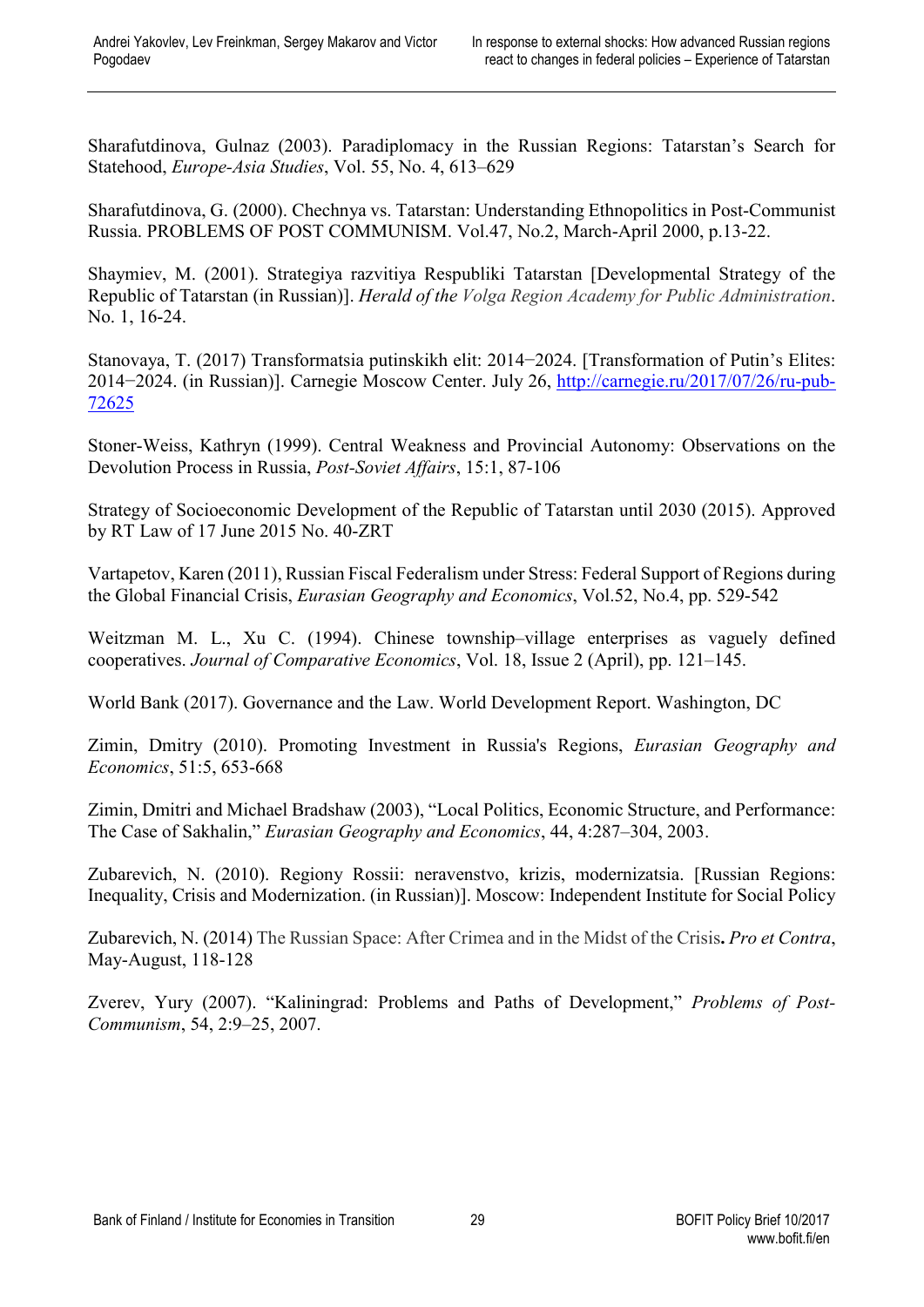Sharafutdinova, Gulnaz (2003). Paradiplomacy in the Russian Regions: Tatarstan's Search for Statehood, *Europe-Asia Studies*, Vol. 55, No. 4, 613–629

Sharafutdinova, G. (2000). Chechnya vs. Tatarstan: Understanding Ethnopolitics in Post-Communist Russia. PROBLEMS OF POST COMMUNISM. Vol.47, No.2, March-April 2000, p.13-22.

Shaymiev, M. (2001). Strategiya razvitiya Respubliki Tatarstan [Developmental Strategy of the Republic of Tatarstan (in Russian)]. *Herald of the Volga Region Academy for Public Administration*. No. 1, 16-24.

Stanovaya, T. (2017) Transformatsia putinskikh elit: 2014‒2024. [Transformation of Putin's Elites: 2014‒2024. (in Russian)]. Carnegie Moscow Center. July 26, http://carnegie.ru/2017/07/26/ru-pub-72625

Stoner-Weiss, Kathryn (1999). Central Weakness and Provincial Autonomy: Observations on the Devolution Process in Russia, *Post-Soviet Affairs*, 15:1, 87-106

Strategy of Socioeconomic Development of the Republic of Tatarstan until 2030 (2015). Approved by RT Law of 17 June 2015 No. 40-ZRT

Vartapetov, Karen (2011), Russian Fiscal Federalism under Stress: Federal Support of Regions during the Global Financial Crisis, *Eurasian Geography and Economics*, Vol.52, No.4, pp. 529-542

Weitzman M. L., Xu C. (1994). Chinese township–village enterprises as vaguely defined cooperatives. *Journal of Comparative Economics*, Vol. 18, Issue 2 (April), pp. 121–145.

World Bank (2017). Governance and the Law. World Development Report. Washington, DC

Zimin, Dmitry (2010). Promoting Investment in Russia's Regions, *Eurasian Geography and Economics*, 51:5, 653-668

Zimin, Dmitri and Michael Bradshaw (2003), "Local Politics, Economic Structure, and Performance: The Case of Sakhalin," *Eurasian Geography and Economics*, 44, 4:287–304, 2003.

Zubarevich, N. (2010). Regiony Rossii: neravenstvo, krizis, modernizatsia. [Russian Regions: Inequality, Crisis and Modernization. (in Russian)]. Moscow: Independent Institute for Social Policy

Zubarevich, N. (2014) The Russian Space: After Crimea and in the Midst of the Crisis**.** *Pro et Contra*, May-August, 118-128

Zverev, Yury (2007). "Kaliningrad: Problems and Paths of Development," *Problems of Post-Communism*, 54, 2:9–25, 2007.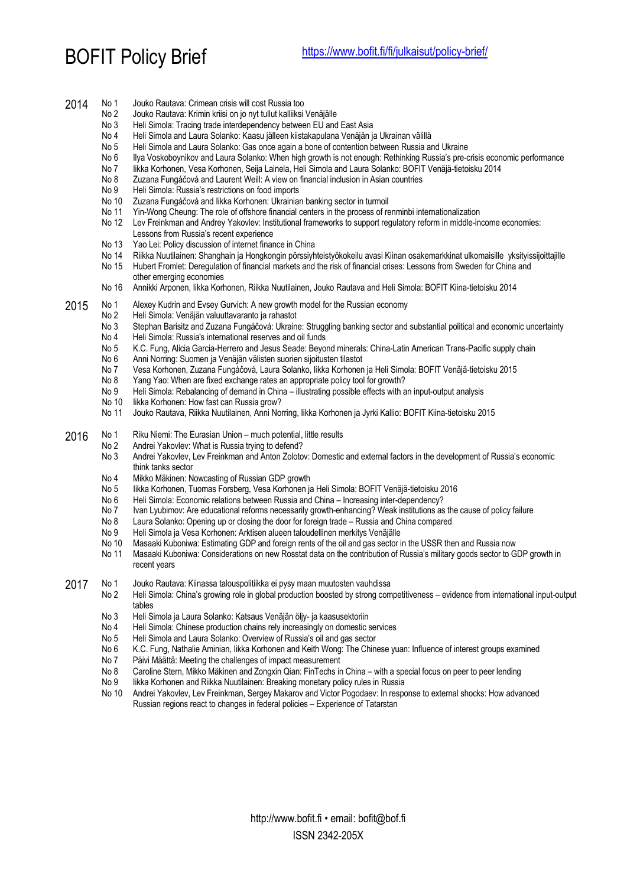# BOFIT Policy Brief

https://www.bofit.fi/fi/julkaisut/policy-brief/

**2014**

- No 1 Jouko Rautava: Crimean crisis will cost Russia too
- No 2 Jouko Rautava: Krimin kriisi on jo nyt tullut kalliiksi Venäjälle
- No 3 Heli Simola: Tracing trade interdependency between EU and East Asia
- No 4 Heli Simola and Laura Solanko: Kaasu jälleen kiistakapulana Venäjän ja Ukrainan välillä
- No 5 Heli Simola and Laura Solanko: Gas once again a bone of contention between Russia and Ukraine
- No 6 Ilya Voskoboynikov and Laura Solanko: When high growth is not enough: Rethinking Russia's pre-crisis economic performance
- No 7 Iikka Korhonen, Vesa Korhonen, Seija Lainela, Heli Simola and Laura Solanko: BOFIT Venäjä-tietoisku 2014
- No 8 Zuzana Fungáčová and Laurent Weill: A view on financial inclusion in Asian countries
- No 9 Heli Simola: Russia's restrictions on food imports
- No 10 Zuzana Fungáčová and Iikka Korhonen: Ukrainian banking sector in turmoil
- No 11 Yin-Wong Cheung: The role of offshore financial centers in the process of renminbi internationalization
- No 12 Lev Freinkman and Andrey Yakovlev: Institutional frameworks to support regulatory reform in middle-income economies: Lessons from Russia's recent experience
- No 13 Yao Lei: Policy discussion of internet finance in China
- No 14 Riikka Nuutilainen: Shanghain ja Hongkongin pörssiyhteistyökokeilu avasi Kiinan osakemarkkinat ulkomaisille yksityissijoittajille
- No 15 Hubert Fromlet: Deregulation of financial markets and the risk of financial crises: Lessons from Sweden for China and other emerging economies
- No 16 Annikki Arponen, Iikka Korhonen, Riikka Nuutilainen, Jouko Rautava and Heli Simola: BOFIT Kiina-tietoisku 2014

**2015**

- No 1 Alexey Kudrin and Evsey Gurvich: A new growth model for the Russian economy
- No 2 Heli Simola: Venäjän valuuttavaranto ja rahastot
- No 3 Stephan Barisitz and Zuzana Fungáčová: Ukraine: Struggling banking sector and substantial political and economic uncertainty
- No 4 Heli Simola: Russia's international reserves and oil funds
- No 5 K.C. Fung, Alicia Garcia-Herrero and Jesus Seade: Beyond minerals: China-Latin American Trans-Pacific supply chain
- No 6 Anni Norring: Suomen ja Venäjän välisten suorien sijoitusten tilastot
- No 7 Vesa Korhonen, Zuzana Fungáčová, Laura Solanko, Iikka Korhonen ja Heli Simola: BOFIT Venäjä-tietoisku 2015
- No 8 Yang Yao: When are fixed exchange rates an appropriate policy tool for growth?
- No 9 Heli Simola: Rebalancing of demand in China – illustrating possible effects with an input-output analysis
- No 10 Iikka Korhonen: How fast can Russia grow?
- No 11 Jouko Rautava, Riikka Nuutilainen, Anni Norring, Iikka Korhonen ja Jyrki Kallio: BOFIT Kiina-tietoisku 2015

**2016**

- No 1 Riku Niemi: The Eurasian Union – much potential, little results
- No 2 Andrei Yakovlev: What is Russia trying to defend?
- No 3 Andrei Yakovlev, Lev Freinkman and Anton Zolotov: Domestic and external factors in the development of Russia's economic think tanks sector
- No 4 Mikko Mäkinen: Nowcasting of Russian GDP growth
- No 5 Iikka Korhonen, Tuomas Forsberg, Vesa Korhonen ja Heli Simola: BOFIT Venäjä-tietoisku 2016
- No 6 Heli Simola: Economic relations between Russia and China – Increasing inter-dependency?
- No 7 Ivan Lyubimov: Are educational reforms necessarily growth-enhancing? Weak institutions as the cause of policy failure
- No 8 Laura Solanko: Opening up or closing the door for foreign trade – Russia and China compared
- No 9 Heli Simola ja Vesa Korhonen: Arktisen alueen taloudellinen merkitys Venäjälle
- No 10 Masaaki Kuboniwa: Estimating GDP and foreign rents of the oil and gas sector in the USSR then and Russia now
- No 11 Masaaki Kuboniwa: Considerations on new Rosstat data on the contribution of Russia's military goods sector to GDP growth in recent years

**2017**

- No 1 Jouko Rautava: Kiinassa talouspolitiikka ei pysy maan muutosten vauhdissa
- No 2 Heli Simola: China's growing role in global production boosted by strong competitiveness – evidence from international input-output tables
- No 3 Heli Simola ja Laura Solanko: Katsaus Venäjän öljy- ja kaasusektoriin
- No 4 Heli Simola: Chinese production chains rely increasingly on domestic services
- No 5 Heli Simola and Laura Solanko: Overview of Russia's oil and gas sector
- No 6 K.C. Fung, Nathalie Aminian, Iikka Korhonen and Keith Wong: The Chinese yuan: Influence of interest groups examined
- No 7 Päivi Määttä: Meeting the challenges of impact measurement
- No 8 Caroline Stern, Mikko Mäkinen and Zongxin Qian: FinTechs in China – with a special focus on peer to peer lending
- No 9 Iikka Korhonen and Riikka Nuutilainen: Breaking monetary policy rules in Russia
- No 10 Andrei Yakovlev, Lev Freinkman, Sergey Makarov and Victor Pogodaev: In response to external shocks: How advanced Russian regions react to changes in federal policies – Experience of Tatarstan

http://www.bofit.fi • email: bofit@bof.fi

ISSN 2342-205X